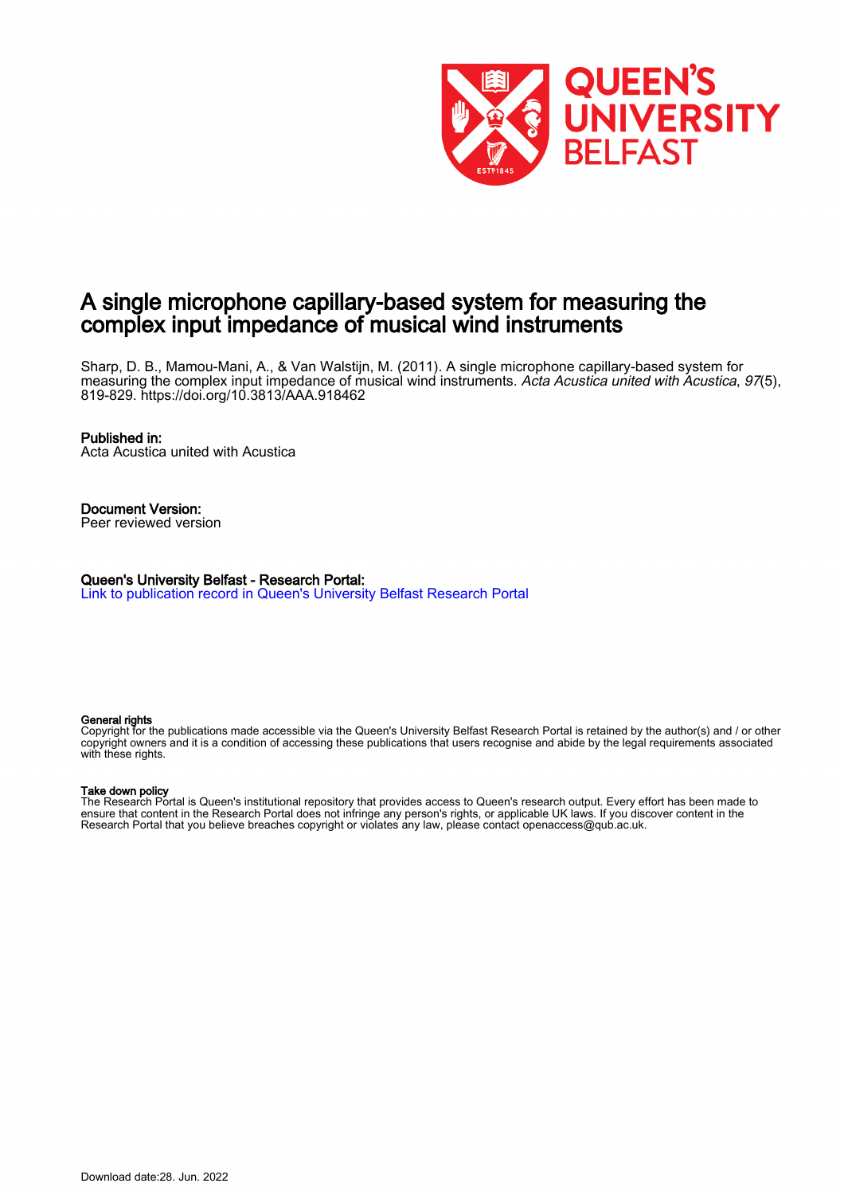# A single microphone capillary-based system for measuring the complex input impedance of musical wind instruments

Sharp, D. B., Mamou-Mani, A., & Van Walstijn, M. (2011). A single microphone capillary-based system for measuring the complex input impedance of musical wind instruments. *Acta Acustica united with Acustica*, *97*(5), 819-829. https://doi.org/10.3813/AAA.918462

**Published in:**
Acta Acustica united with Acustica

**Document Version:**
Peer reviewed version

**Queen's University Belfast - Research Portal:**
Link to publication record in Queen's University Belfast Research Portal

**General rights**
Copyright for the publications made accessible via the Queen's University Belfast Research Portal is retained by the author(s) and / or other copyright owners and it is a condition of accessing these publications that users recognise and abide by the legal requirements associated with these rights.

**Take down policy**
The Research Portal is Queen's institutional repository that provides access to Queen's research output. Every effort has been made to ensure that content in the Research Portal does not infringe any person's rights, or applicable UK laws. If you discover content in the Research Portal that you believe breaches copyright or violates any law, please contact openaccess@qub.ac.uk.

Download date:28. Jun. 2022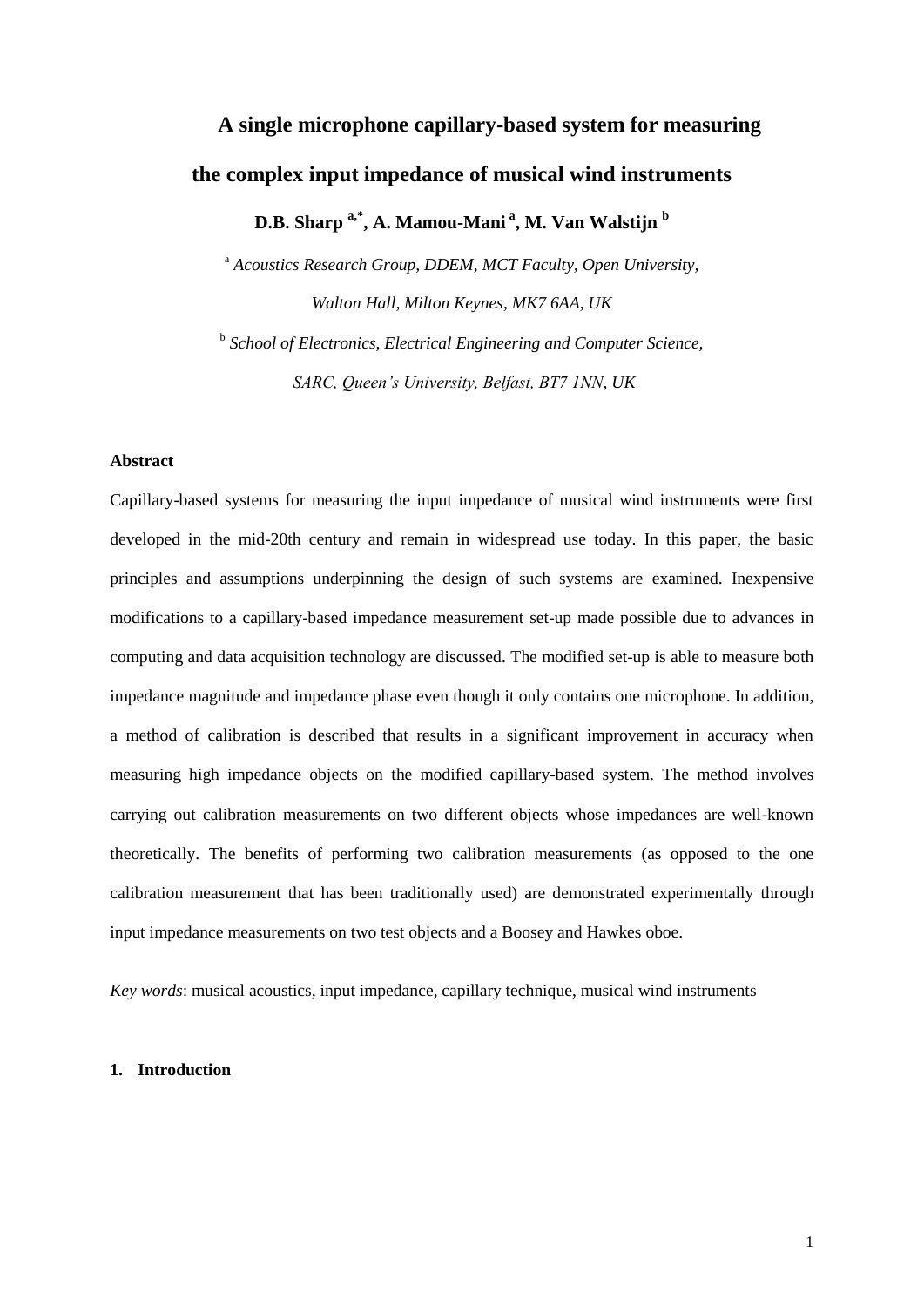# A single microphone capillary-based system for measuring the complex input impedance of musical wind instruments

**D.B. Sharp [a,*], A. Mamou-Mani [a], M. Van Walstijn [b]**

[a] *Acoustics Research Group, DDEM, MCT Faculty, Open University, Walton Hall, Milton Keynes, MK7 6AA, UK*

[b] *School of Electronics, Electrical Engineering and Computer Science, SARC, Queen's University, Belfast, BT7 1NN, UK*

### Abstract

Capillary-based systems for measuring the input impedance of musical wind instruments were first developed in the mid-20th century and remain in widespread use today. In this paper, the basic principles and assumptions underpinning the design of such systems are examined. Inexpensive modifications to a capillary-based impedance measurement set-up made possible due to advances in computing and data acquisition technology are discussed. The modified set-up is able to measure both impedance magnitude and impedance phase even though it only contains one microphone. In addition, a method of calibration is described that results in a significant improvement in accuracy when measuring high impedance objects on the modified capillary-based system. The method involves carrying out calibration measurements on two different objects whose impedances are well-known theoretically. The benefits of performing two calibration measurements (as opposed to the one calibration measurement that has been traditionally used) are demonstrated experimentally through input impedance measurements on two test objects and a Boosey and Hawkes oboe.

*Key words*: musical acoustics, input impedance, capillary technique, musical wind instruments

### 1. Introduction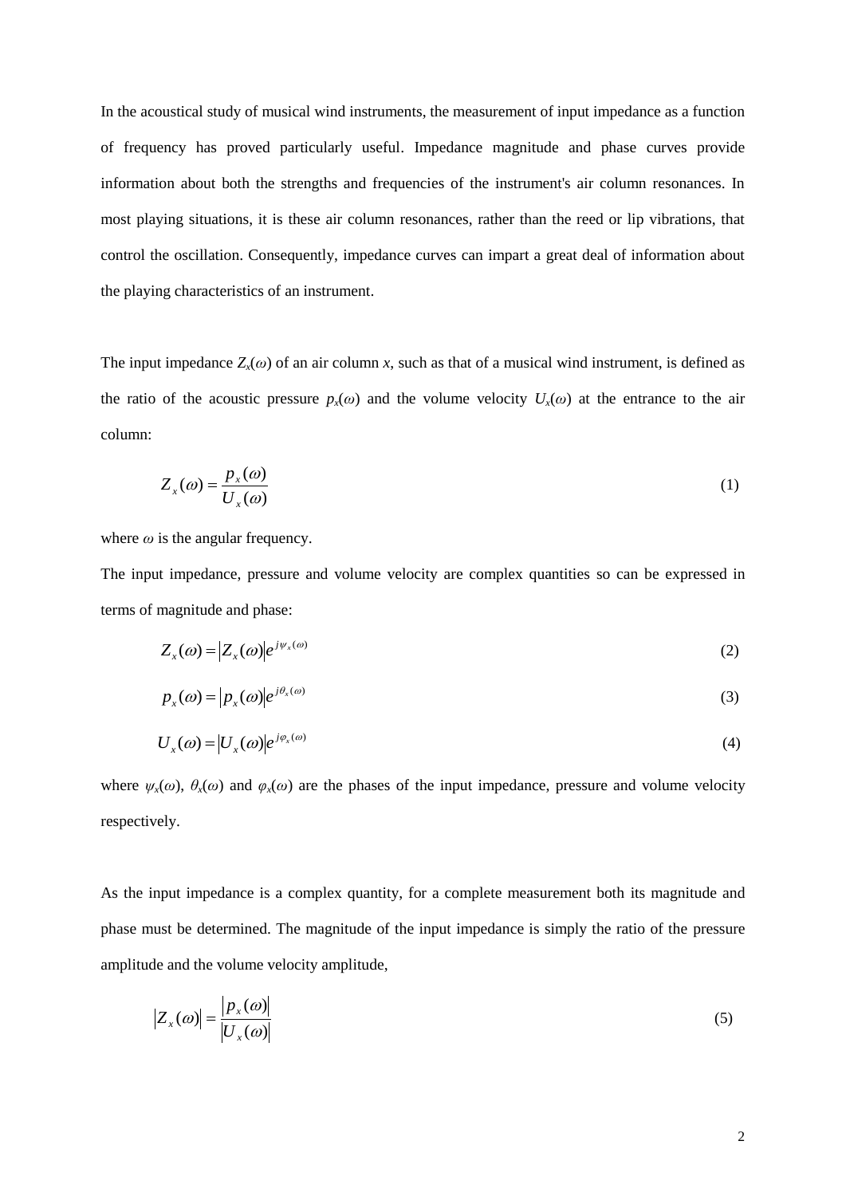In the acoustical study of musical wind instruments, the measurement of input impedance as a function of frequency has proved particularly useful. Impedance magnitude and phase curves provide information about both the strengths and frequencies of the instrument's air column resonances. In most playing situations, it is these air column resonances, rather than the reed or lip vibrations, that control the oscillation. Consequently, impedance curves can impart a great deal of information about the playing characteristics of an instrument.

The input impedance $Z_x(\omega)$ of an air column $x$, such as that of a musical wind instrument, is defined as the ratio of the acoustic pressure $p_x(\omega)$ and the volume velocity $U_x(\omega)$ at the entrance to the air column:

$$Z_x(\omega) = \frac{p_x(\omega)}{U_x(\omega)} \tag{1}$$

where $\omega$ is the angular frequency.

The input impedance, pressure and volume velocity are complex quantities so can be expressed in terms of magnitude and phase:

$$Z_x(\omega) = |Z_x(\omega)| e^{j\psi_x(\omega)} \tag{2}$$

$$p_x(\omega) = |p_x(\omega)| e^{j\theta_x(\omega)} \tag{3}$$

$$U_x(\omega) = |U_x(\omega)| e^{j\varphi_x(\omega)} \tag{4}$$

where $\psi_x(\omega)$, $\theta_x(\omega)$ and $\varphi_x(\omega)$ are the phases of the input impedance, pressure and volume velocity respectively.

As the input impedance is a complex quantity, for a complete measurement both its magnitude and phase must be determined. The magnitude of the input impedance is simply the ratio of the pressure amplitude and the volume velocity amplitude,

$$|Z_x(\omega)| = \frac{|p_x(\omega)|}{|U_x(\omega)|} \tag{5}$$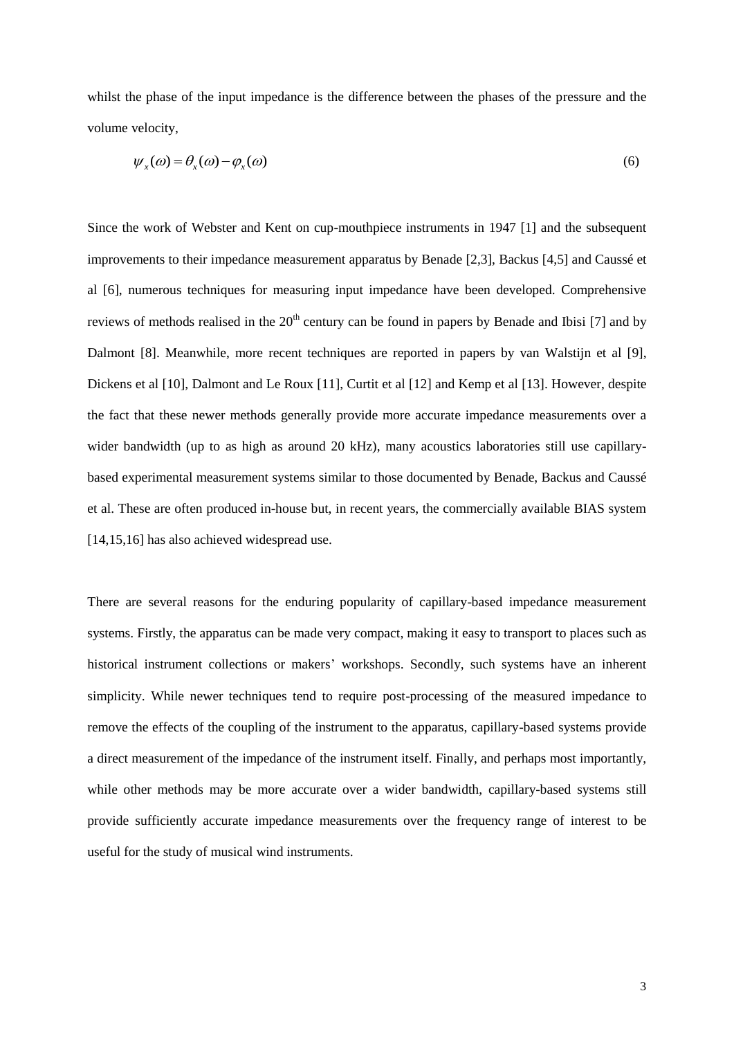whilst the phase of the input impedance is the difference between the phases of the pressure and the volume velocity,

$$\psi_x(\omega) = \theta_x(\omega) - \varphi_x(\omega) \tag{6}$$

Since the work of Webster and Kent on cup-mouthpiece instruments in 1947 [1] and the subsequent improvements to their impedance measurement apparatus by Benade [2,3], Backus [4,5] and Caussé et al [6], numerous techniques for measuring input impedance have been developed. Comprehensive reviews of methods realised in the 20th century can be found in papers by Benade and Ibisi [7] and by Dalmont [8]. Meanwhile, more recent techniques are reported in papers by van Walstijn et al [9], Dickens et al [10], Dalmont and Le Roux [11], Curtit et al [12] and Kemp et al [13]. However, despite the fact that these newer methods generally provide more accurate impedance measurements over a wider bandwidth (up to as high as around 20 kHz), many acoustics laboratories still use capillary-based experimental measurement systems similar to those documented by Benade, Backus and Caussé et al. These are often produced in-house but, in recent years, the commercially available BIAS system [14,15,16] has also achieved widespread use.

There are several reasons for the enduring popularity of capillary-based impedance measurement systems. Firstly, the apparatus can be made very compact, making it easy to transport to places such as historical instrument collections or makers' workshops. Secondly, such systems have an inherent simplicity. While newer techniques tend to require post-processing of the measured impedance to remove the effects of the coupling of the instrument to the apparatus, capillary-based systems provide a direct measurement of the impedance of the instrument itself. Finally, and perhaps most importantly, while other methods may be more accurate over a wider bandwidth, capillary-based systems still provide sufficiently accurate impedance measurements over the frequency range of interest to be useful for the study of musical wind instruments.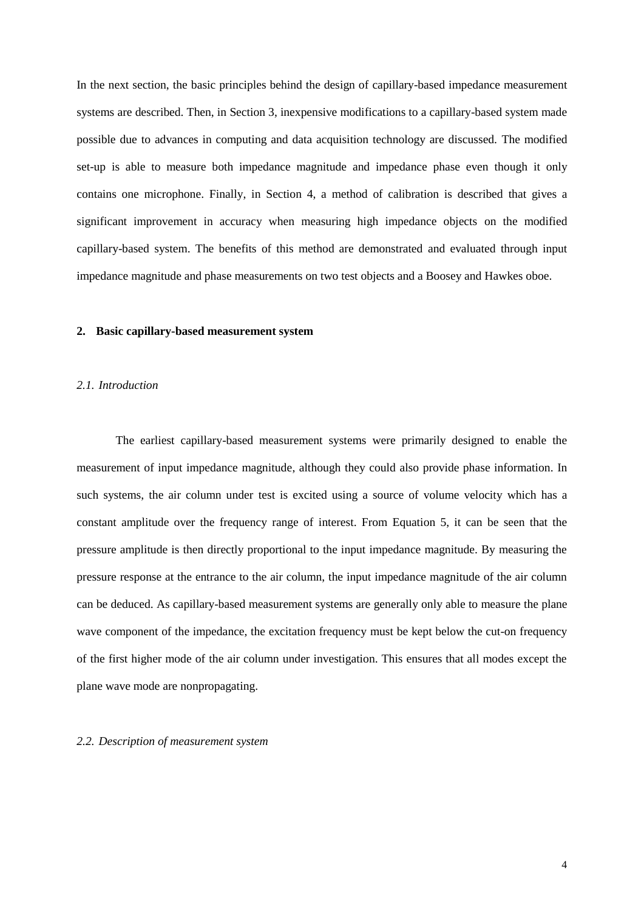In the next section, the basic principles behind the design of capillary-based impedance measurement systems are described. Then, in Section 3, inexpensive modifications to a capillary-based system made possible due to advances in computing and data acquisition technology are discussed. The modified set-up is able to measure both impedance magnitude and impedance phase even though it only contains one microphone. Finally, in Section 4, a method of calibration is described that gives a significant improvement in accuracy when measuring high impedance objects on the modified capillary-based system. The benefits of this method are demonstrated and evaluated through input impedance magnitude and phase measurements on two test objects and a Boosey and Hawkes oboe.

## 2. Basic capillary-based measurement system

### *2.1. Introduction*

The earliest capillary-based measurement systems were primarily designed to enable the measurement of input impedance magnitude, although they could also provide phase information. In such systems, the air column under test is excited using a source of volume velocity which has a constant amplitude over the frequency range of interest. From Equation 5, it can be seen that the pressure amplitude is then directly proportional to the input impedance magnitude. By measuring the pressure response at the entrance to the air column, the input impedance magnitude of the air column can be deduced. As capillary-based measurement systems are generally only able to measure the plane wave component of the impedance, the excitation frequency must be kept below the cut-on frequency of the first higher mode of the air column under investigation. This ensures that all modes except the plane wave mode are nonpropagating.

### *2.2. Description of measurement system*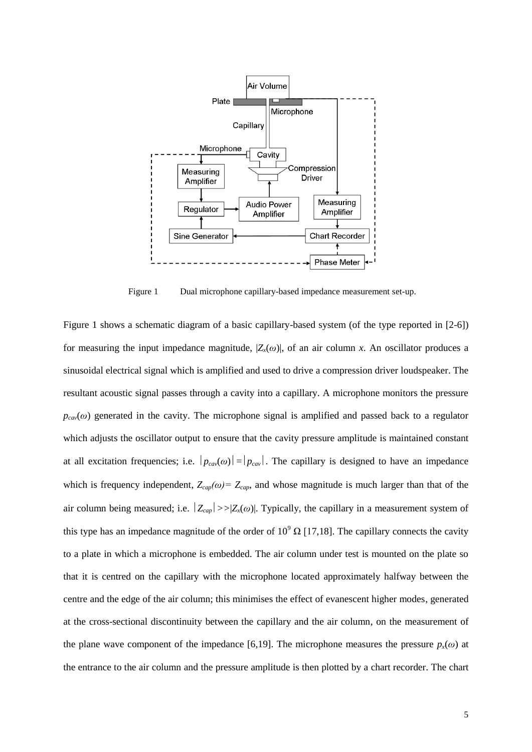Figure 1 Dual microphone capillary-based impedance measurement set-up.

Figure 1 shows a schematic diagram of a basic capillary-based system (of the type reported in [2-6]) for measuring the input impedance magnitude, $|Z_x(\omega)|$, of an air column *x*. An oscillator produces a sinusoidal electrical signal which is amplified and used to drive a compression driver loudspeaker. The resultant acoustic signal passes through a cavity into a capillary. A microphone monitors the pressure $p_{cav}(\omega)$ generated in the cavity. The microphone signal is amplified and passed back to a regulator which adjusts the oscillator output to ensure that the cavity pressure amplitude is maintained constant at all excitation frequencies; i.e. $|p_{cav}(\omega)| = |p_{cav}|$. The capillary is designed to have an impedance which is frequency independent, $Z_{cap}(\omega) = Z_{cap}$, and whose magnitude is much larger than that of the air column being measured; i.e. $|Z_{cap}| >> |Z_x(\omega)|$. Typically, the capillary in a measurement system of this type has an impedance magnitude of the order of $10^9\ \Omega$ [17,18]. The capillary connects the cavity to a plate in which a microphone is embedded. The air column under test is mounted on the plate so that it is centred on the capillary with the microphone located approximately halfway between the centre and the edge of the air column; this minimises the effect of evanescent higher modes, generated at the cross-sectional discontinuity between the capillary and the air column, on the measurement of the plane wave component of the impedance [6,19]. The microphone measures the pressure $p_x(\omega)$ at the entrance to the air column and the pressure amplitude is then plotted by a chart recorder. The chart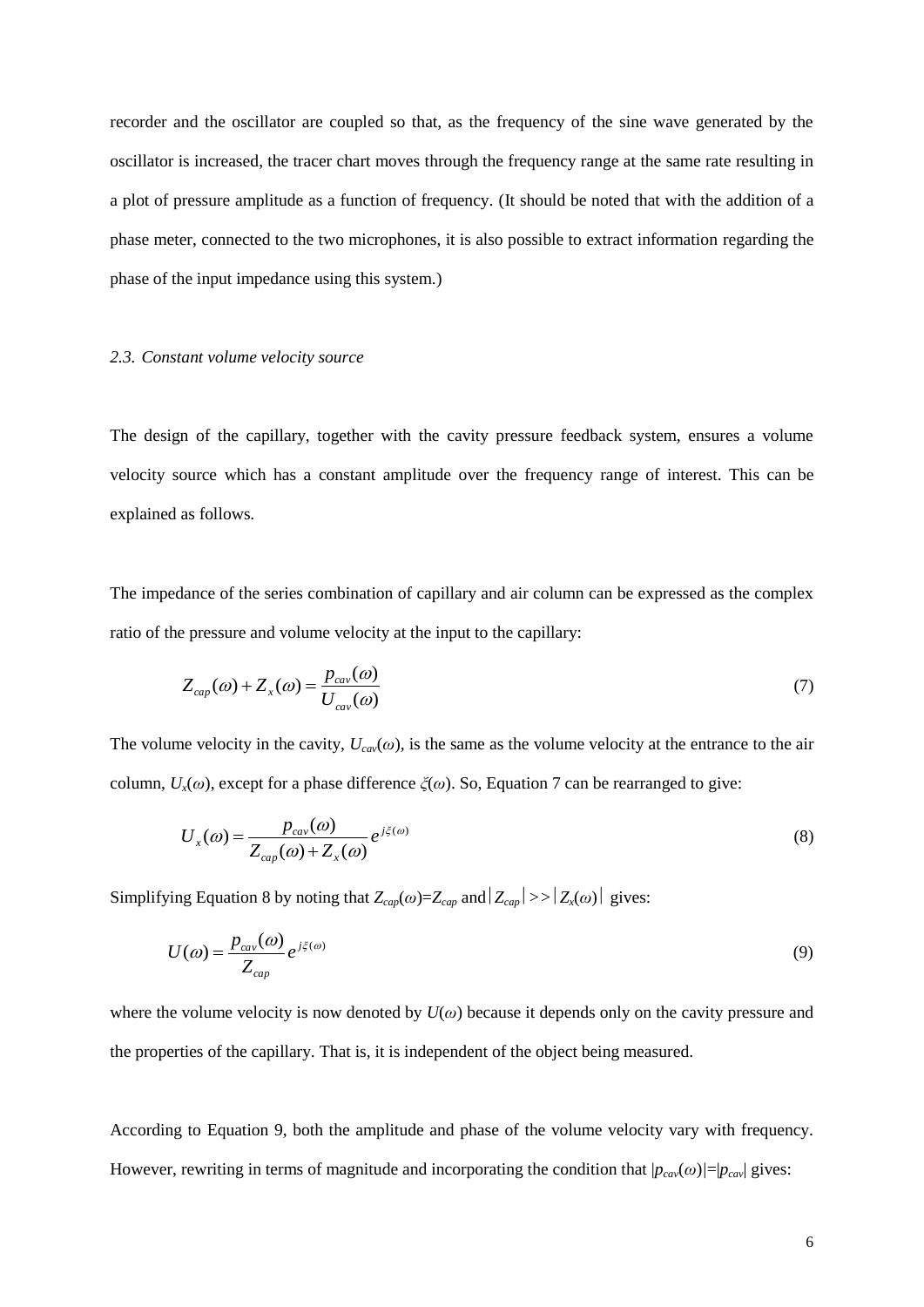recorder and the oscillator are coupled so that, as the frequency of the sine wave generated by the oscillator is increased, the tracer chart moves through the frequency range at the same rate resulting in a plot of pressure amplitude as a function of frequency. (It should be noted that with the addition of a phase meter, connected to the two microphones, it is also possible to extract information regarding the phase of the input impedance using this system.)

### *2.3. Constant volume velocity source*

The design of the capillary, together with the cavity pressure feedback system, ensures a volume velocity source which has a constant amplitude over the frequency range of interest. This can be explained as follows.

The impedance of the series combination of capillary and air column can be expressed as the complex ratio of the pressure and volume velocity at the input to the capillary:

$$Z_{cap}(\omega) + Z_x(\omega) = \frac{p_{cav}(\omega)}{U_{cav}(\omega)} \tag{7}$$

The volume velocity in the cavity, $U_{cav}(\omega)$, is the same as the volume velocity at the entrance to the air column, $U_x(\omega)$, except for a phase difference $\xi(\omega)$. So, Equation 7 can be rearranged to give:

$$U_x(\omega) = \frac{p_{cav}(\omega)}{Z_{cap}(\omega) + Z_x(\omega)} e^{j\xi(\omega)} \tag{8}$$

Simplifying Equation 8 by noting that $Z_{cap}(\omega)=Z_{cap}$ and $|Z_{cap}| >> |Z_x(\omega)|$ gives:

$$U(\omega) = \frac{p_{cav}(\omega)}{Z_{cap}} e^{j\xi(\omega)} \tag{9}$$

where the volume velocity is now denoted by $U(\omega)$ because it depends only on the cavity pressure and the properties of the capillary. That is, it is independent of the object being measured.

According to Equation 9, both the amplitude and phase of the volume velocity vary with frequency. However, rewriting in terms of magnitude and incorporating the condition that $|p_{cav}(\omega)|=|p_{cav}|$ gives: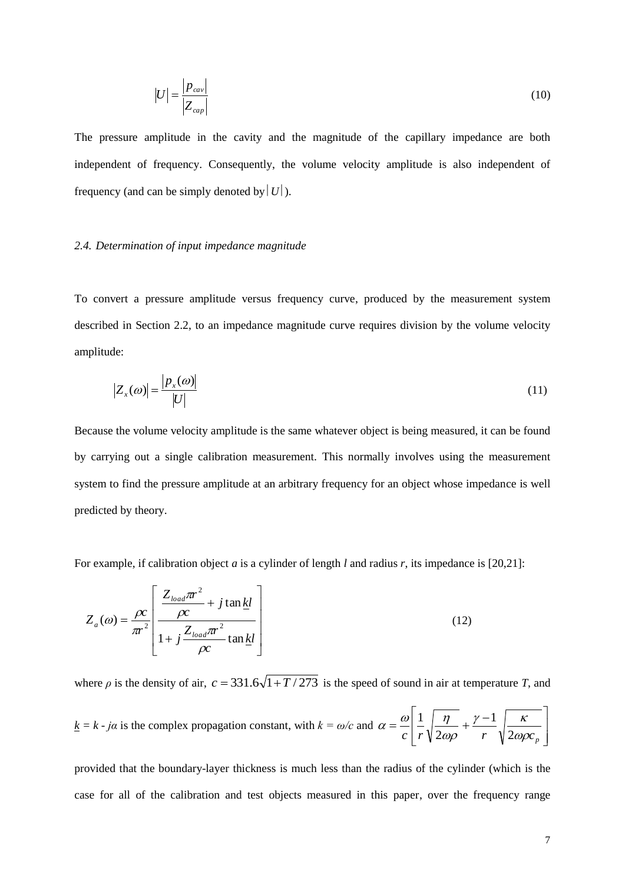$$|U| = \frac{|p_{cav}|}{|Z_{cap}|} \tag{10}$$

The pressure amplitude in the cavity and the magnitude of the capillary impedance are both independent of frequency. Consequently, the volume velocity amplitude is also independent of frequency (and can be simply denoted by $|U|$).

### *2.4. Determination of input impedance magnitude*

To convert a pressure amplitude versus frequency curve, produced by the measurement system described in Section 2.2, to an impedance magnitude curve requires division by the volume velocity amplitude:

$$|Z_x(\omega)| = \frac{|p_x(\omega)|}{|U|} \tag{11}$$

Because the volume velocity amplitude is the same whatever object is being measured, it can be found by carrying out a single calibration measurement. This normally involves using the measurement system to find the pressure amplitude at an arbitrary frequency for an object whose impedance is well predicted by theory.

For example, if calibration object *a* is a cylinder of length *l* and radius *r*, its impedance is [20,21]:

$$Z_a(\omega) = \frac{\rho c}{\pi r^2} \left[ \frac{\dfrac{Z_{load} \pi r^2}{\rho c} + j \tan \underline{k} l}{1 + j \dfrac{Z_{load} \pi r^2}{\rho c} \tan \underline{k} l} \right] \tag{12}$$

where $\rho$ is the density of air, $c = 331.6\sqrt{1 + T/273}$ is the speed of sound in air at temperature *T*, and $\underline{k} = k - j\alpha$ is the complex propagation constant, with $k = \omega/c$ and $\alpha = \dfrac{\omega}{c}\left[ \dfrac{1}{r}\sqrt{\dfrac{\eta}{2\omega\rho}} + \dfrac{\gamma - 1}{r}\sqrt{\dfrac{\kappa}{2\omega\rho c_p}} \right]$

provided that the boundary-layer thickness is much less than the radius of the cylinder (which is the case for all of the calibration and test objects measured in this paper, over the frequency range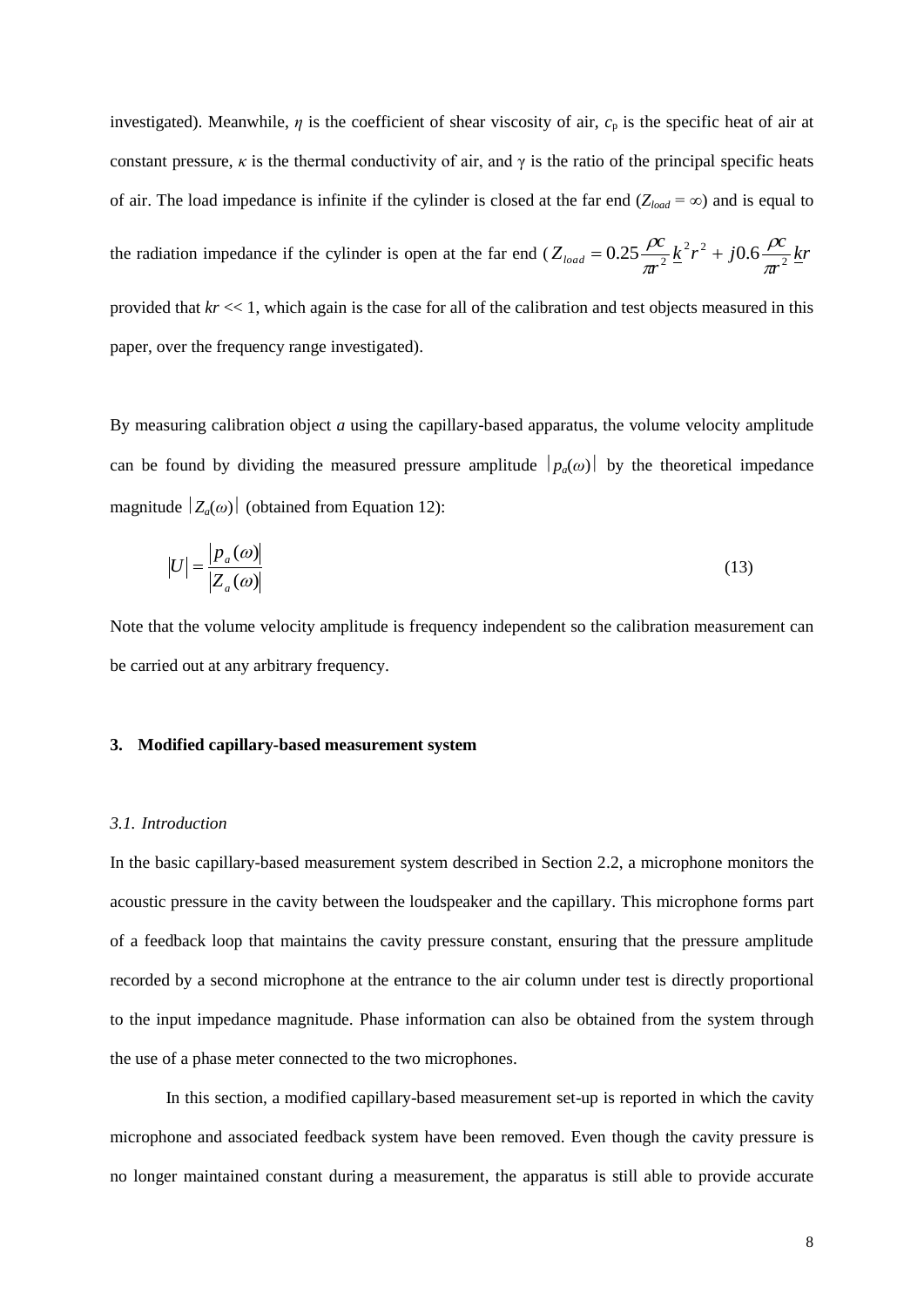investigated). Meanwhile, $\eta$ is the coefficient of shear viscosity of air, $c_p$ is the specific heat of air at constant pressure, $\kappa$ is the thermal conductivity of air, and $\gamma$ is the ratio of the principal specific heats of air. The load impedance is infinite if the cylinder is closed at the far end ($Z_{load} = \infty$) and is equal to the radiation impedance if the cylinder is open at the far end ($Z_{load} = 0.25\frac{\rho c}{\pi r^2}\underline{k}^2 r^2 + j0.6\frac{\rho c}{\pi r^2}\underline{k}r$ provided that $kr << 1$, which again is the case for all of the calibration and test objects measured in this paper, over the frequency range investigated).

By measuring calibration object *a* using the capillary-based apparatus, the volume velocity amplitude can be found by dividing the measured pressure amplitude $|p_a(\omega)|$ by the theoretical impedance magnitude $|Z_a(\omega)|$ (obtained from Equation 12):

$$|U| = \frac{|p_a(\omega)|}{|Z_a(\omega)|} \tag{13}$$

Note that the volume velocity amplitude is frequency independent so the calibration measurement can be carried out at any arbitrary frequency.

## 3. Modified capillary-based measurement system

### *3.1. Introduction*

In the basic capillary-based measurement system described in Section 2.2, a microphone monitors the acoustic pressure in the cavity between the loudspeaker and the capillary. This microphone forms part of a feedback loop that maintains the cavity pressure constant, ensuring that the pressure amplitude recorded by a second microphone at the entrance to the air column under test is directly proportional to the input impedance magnitude. Phase information can also be obtained from the system through the use of a phase meter connected to the two microphones.

In this section, a modified capillary-based measurement set-up is reported in which the cavity microphone and associated feedback system have been removed. Even though the cavity pressure is no longer maintained constant during a measurement, the apparatus is still able to provide accurate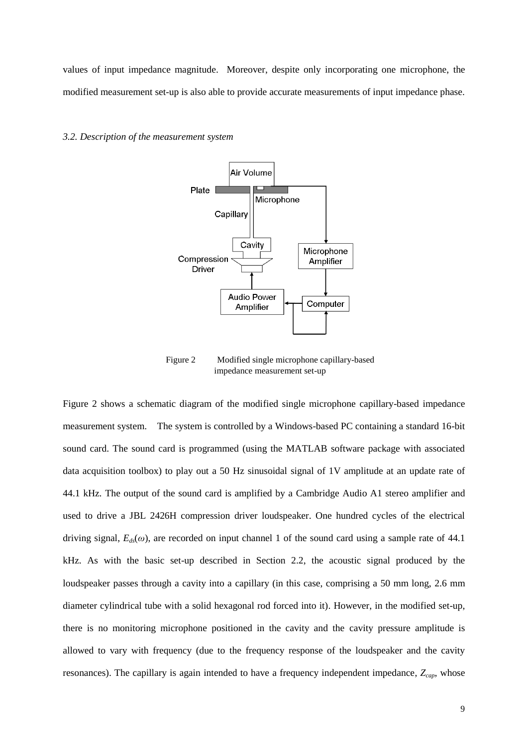values of input impedance magnitude. Moreover, despite only incorporating one microphone, the modified measurement set-up is also able to provide accurate measurements of input impedance phase.

### *3.2. Description of the measurement system*

Figure 2 Modified single microphone capillary-based impedance measurement set-up

Figure 2 shows a schematic diagram of the modified single microphone capillary-based impedance measurement system. The system is controlled by a Windows-based PC containing a standard 16-bit sound card. The sound card is programmed (using the MATLAB software package with associated data acquisition toolbox) to play out a 50 Hz sinusoidal signal of 1V amplitude at an update rate of 44.1 kHz. The output of the sound card is amplified by a Cambridge Audio A1 stereo amplifier and used to drive a JBL 2426H compression driver loudspeaker. One hundred cycles of the electrical driving signal, $E_{ds}(\omega)$, are recorded on input channel 1 of the sound card using a sample rate of 44.1 kHz. As with the basic set-up described in Section 2.2, the acoustic signal produced by the loudspeaker passes through a cavity into a capillary (in this case, comprising a 50 mm long, 2.6 mm diameter cylindrical tube with a solid hexagonal rod forced into it). However, in the modified set-up, there is no monitoring microphone positioned in the cavity and the cavity pressure amplitude is allowed to vary with frequency (due to the frequency response of the loudspeaker and the cavity resonances). The capillary is again intended to have a frequency independent impedance, $Z_{cap}$, whose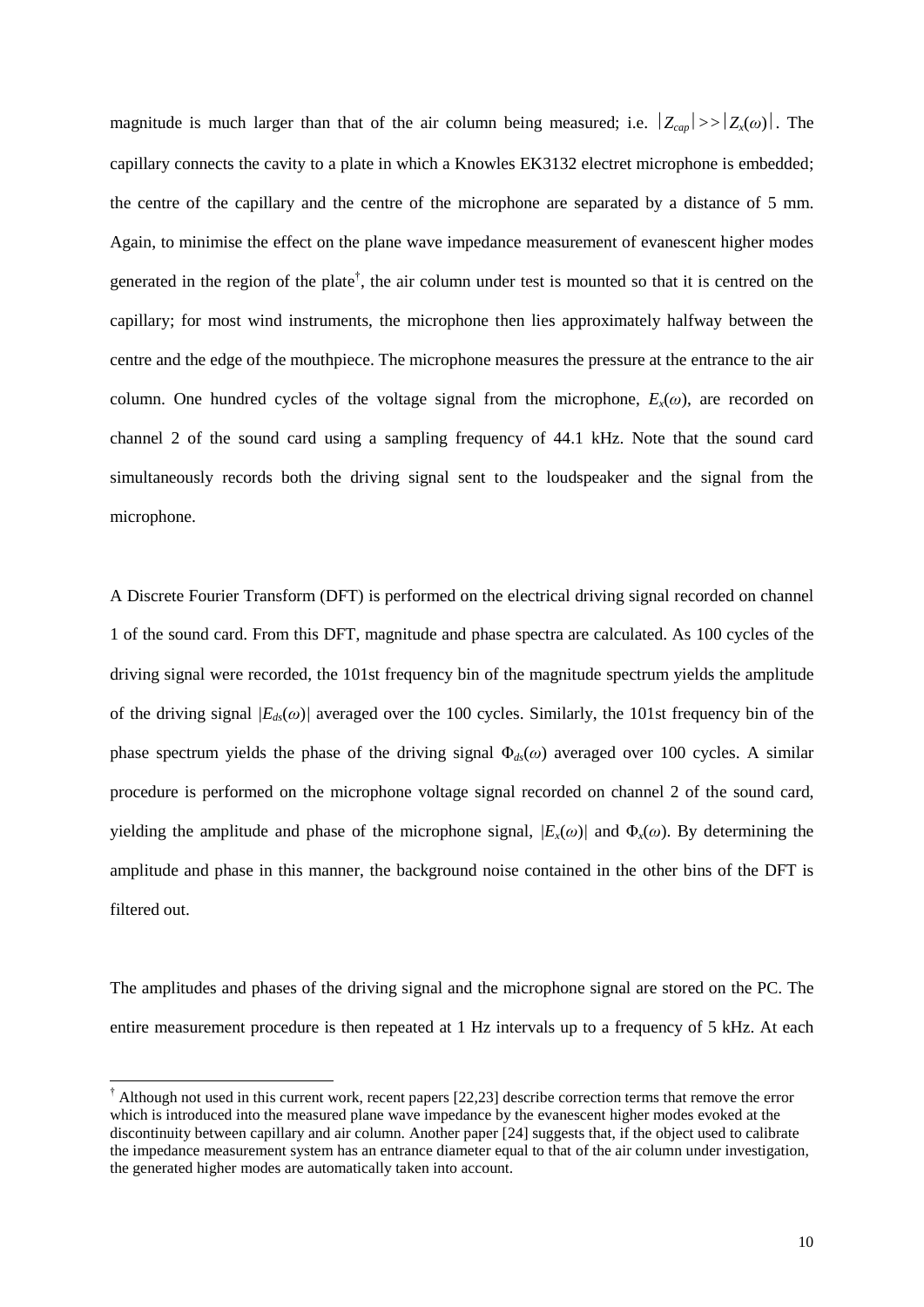magnitude is much larger than that of the air column being measured; i.e. $|Z_{cap}| >> |Z_x(\omega)|$. The capillary connects the cavity to a plate in which a Knowles EK3132 electret microphone is embedded; the centre of the capillary and the centre of the microphone are separated by a distance of 5 mm. Again, to minimise the effect on the plane wave impedance measurement of evanescent higher modes generated in the region of the plate[†], the air column under test is mounted so that it is centred on the capillary; for most wind instruments, the microphone then lies approximately halfway between the centre and the edge of the mouthpiece. The microphone measures the pressure at the entrance to the air column. One hundred cycles of the voltage signal from the microphone, $E_x(\omega)$, are recorded on channel 2 of the sound card using a sampling frequency of 44.1 kHz. Note that the sound card simultaneously records both the driving signal sent to the loudspeaker and the signal from the microphone.

A Discrete Fourier Transform (DFT) is performed on the electrical driving signal recorded on channel 1 of the sound card. From this DFT, magnitude and phase spectra are calculated. As 100 cycles of the driving signal were recorded, the 101st frequency bin of the magnitude spectrum yields the amplitude of the driving signal $|E_{ds}(\omega)|$ averaged over the 100 cycles. Similarly, the 101st frequency bin of the phase spectrum yields the phase of the driving signal $\Phi_{ds}(\omega)$ averaged over 100 cycles. A similar procedure is performed on the microphone voltage signal recorded on channel 2 of the sound card, yielding the amplitude and phase of the microphone signal, $|E_x(\omega)|$ and $\Phi_x(\omega)$. By determining the amplitude and phase in this manner, the background noise contained in the other bins of the DFT is filtered out.

The amplitudes and phases of the driving signal and the microphone signal are stored on the PC. The entire measurement procedure is then repeated at 1 Hz intervals up to a frequency of 5 kHz. At each

[†] Although not used in this current work, recent papers [22,23] describe correction terms that remove the error which is introduced into the measured plane wave impedance by the evanescent higher modes evoked at the discontinuity between capillary and air column. Another paper [24] suggests that, if the object used to calibrate the impedance measurement system has an entrance diameter equal to that of the air column under investigation, the generated higher modes are automatically taken into account.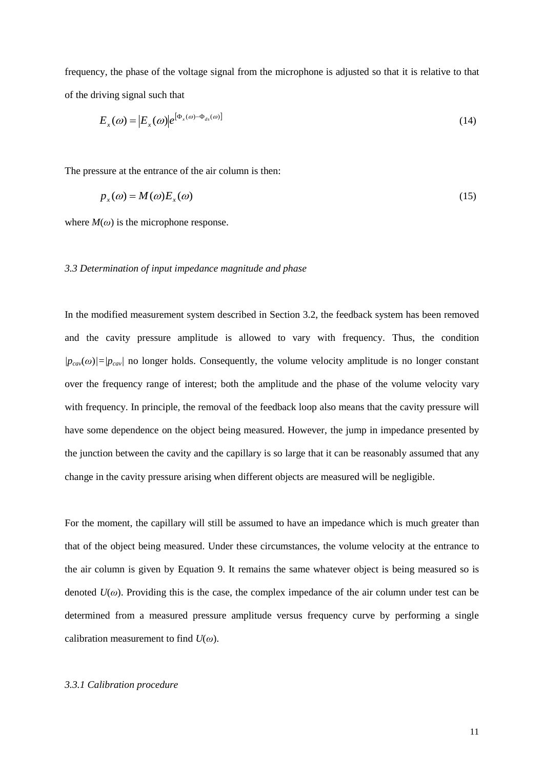frequency, the phase of the voltage signal from the microphone is adjusted so that it is relative to that of the driving signal such that

$$E_x(\omega) = |E_x(\omega)| e^{[\Phi_x(\omega) - \Phi_{ds}(\omega)]} \tag{14}$$

The pressure at the entrance of the air column is then:

$$p_x(\omega) = M(\omega) E_x(\omega) \tag{15}$$

where $M(\omega)$ is the microphone response.

### *3.3 Determination of input impedance magnitude and phase*

In the modified measurement system described in Section 3.2, the feedback system has been removed and the cavity pressure amplitude is allowed to vary with frequency. Thus, the condition $|p_{cav}(\omega)|=|p_{cav}|$ no longer holds. Consequently, the volume velocity amplitude is no longer constant over the frequency range of interest; both the amplitude and the phase of the volume velocity vary with frequency. In principle, the removal of the feedback loop also means that the cavity pressure will have some dependence on the object being measured. However, the jump in impedance presented by the junction between the cavity and the capillary is so large that it can be reasonably assumed that any change in the cavity pressure arising when different objects are measured will be negligible.

For the moment, the capillary will still be assumed to have an impedance which is much greater than that of the object being measured. Under these circumstances, the volume velocity at the entrance to the air column is given by Equation 9. It remains the same whatever object is being measured so is denoted $U(\omega)$. Providing this is the case, the complex impedance of the air column under test can be determined from a measured pressure amplitude versus frequency curve by performing a single calibration measurement to find $U(\omega)$.

#### *3.3.1 Calibration procedure*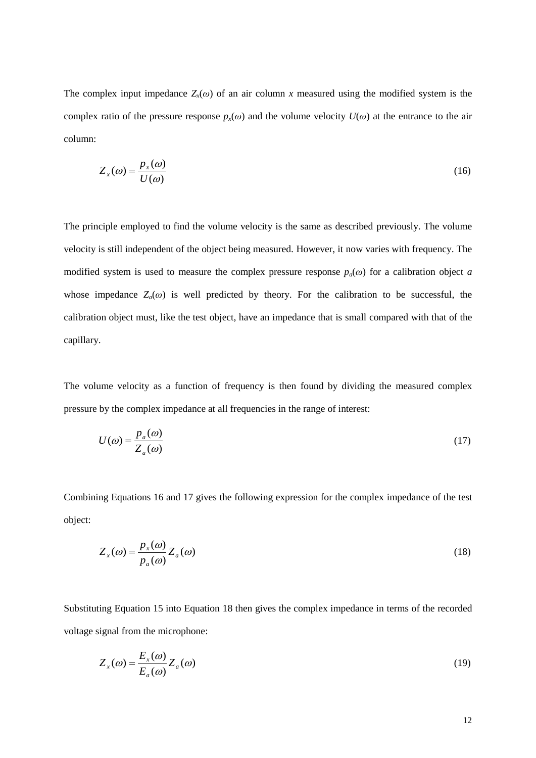The complex input impedance $Z_x(\omega)$ of an air column $x$ measured using the modified system is the complex ratio of the pressure response $p_x(\omega)$ and the volume velocity $U(\omega)$ at the entrance to the air column:

$$Z_x(\omega) = \frac{p_x(\omega)}{U(\omega)} \tag{16}$$

The principle employed to find the volume velocity is the same as described previously. The volume velocity is still independent of the object being measured. However, it now varies with frequency. The modified system is used to measure the complex pressure response $p_a(\omega)$ for a calibration object $a$ whose impedance $Z_a(\omega)$ is well predicted by theory. For the calibration to be successful, the calibration object must, like the test object, have an impedance that is small compared with that of the capillary.

The volume velocity as a function of frequency is then found by dividing the measured complex pressure by the complex impedance at all frequencies in the range of interest:

$$U(\omega) = \frac{p_a(\omega)}{Z_a(\omega)} \tag{17}$$

Combining Equations 16 and 17 gives the following expression for the complex impedance of the test object:

$$Z_x(\omega) = \frac{p_x(\omega)}{p_a(\omega)} Z_a(\omega) \tag{18}$$

Substituting Equation 15 into Equation 18 then gives the complex impedance in terms of the recorded voltage signal from the microphone:

$$Z_x(\omega) = \frac{E_x(\omega)}{E_a(\omega)} Z_a(\omega) \tag{19}$$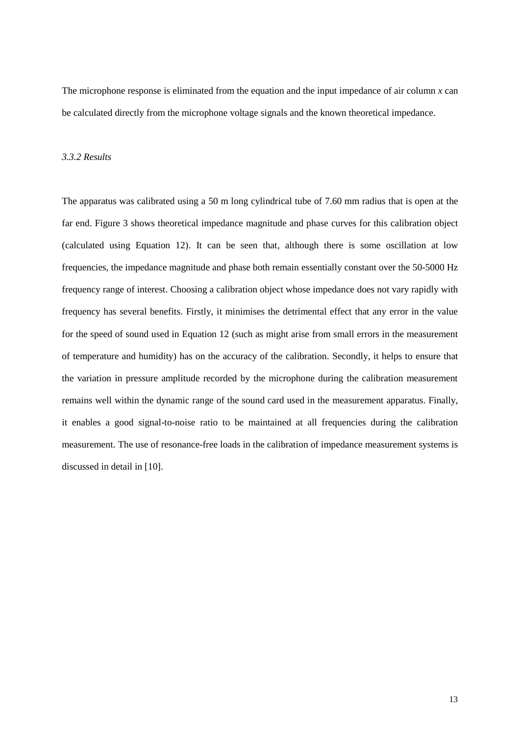The microphone response is eliminated from the equation and the input impedance of air column *x* can be calculated directly from the microphone voltage signals and the known theoretical impedance.

### *3.3.2 Results*

The apparatus was calibrated using a 50 m long cylindrical tube of 7.60 mm radius that is open at the far end. Figure 3 shows theoretical impedance magnitude and phase curves for this calibration object (calculated using Equation 12). It can be seen that, although there is some oscillation at low frequencies, the impedance magnitude and phase both remain essentially constant over the 50-5000 Hz frequency range of interest. Choosing a calibration object whose impedance does not vary rapidly with frequency has several benefits. Firstly, it minimises the detrimental effect that any error in the value for the speed of sound used in Equation 12 (such as might arise from small errors in the measurement of temperature and humidity) has on the accuracy of the calibration. Secondly, it helps to ensure that the variation in pressure amplitude recorded by the microphone during the calibration measurement remains well within the dynamic range of the sound card used in the measurement apparatus. Finally, it enables a good signal-to-noise ratio to be maintained at all frequencies during the calibration measurement. The use of resonance-free loads in the calibration of impedance measurement systems is discussed in detail in [10].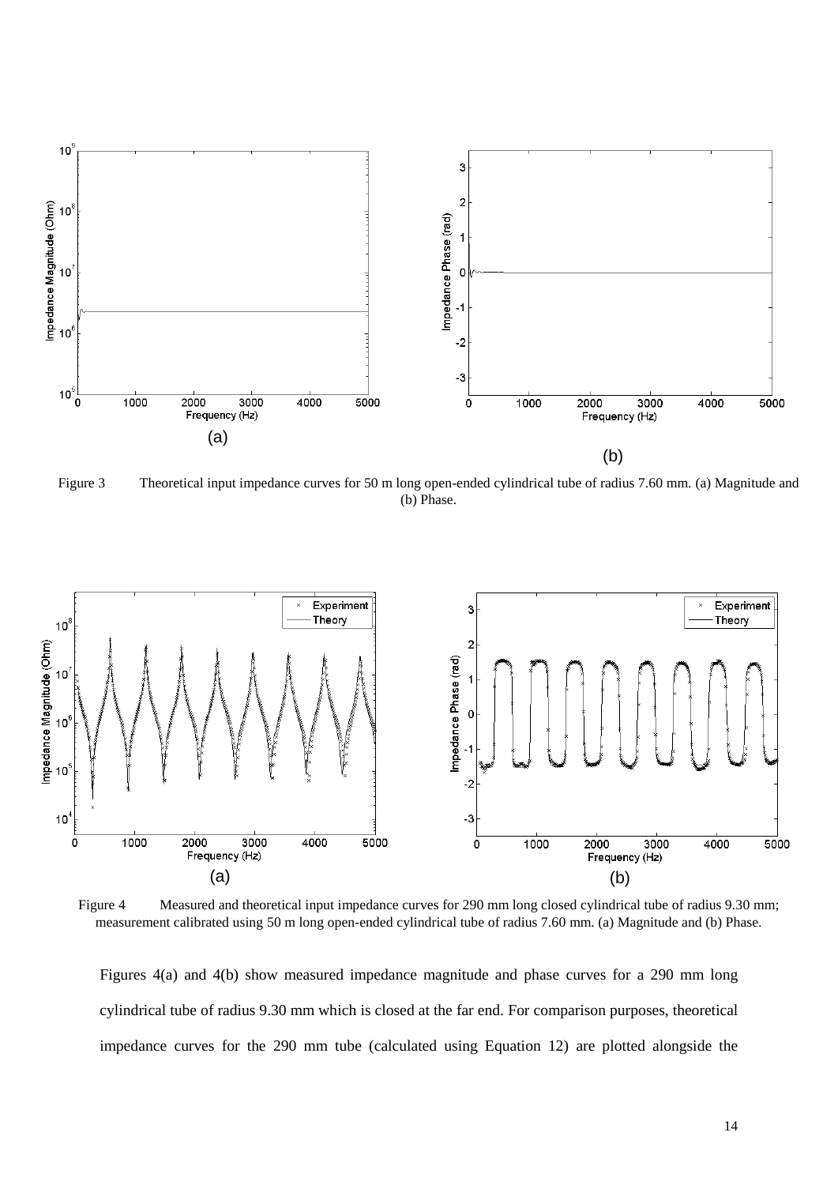Figure 3 Theoretical input impedance curves for 50 m long open-ended cylindrical tube of radius 7.60 mm. (a) Magnitude and (b) Phase.

Figure 4 Measured and theoretical input impedance curves for 290 mm long closed cylindrical tube of radius 9.30 mm; measurement calibrated using 50 m long open-ended cylindrical tube of radius 7.60 mm. (a) Magnitude and (b) Phase.

Figures 4(a) and 4(b) show measured impedance magnitude and phase curves for a 290 mm long cylindrical tube of radius 9.30 mm which is closed at the far end. For comparison purposes, theoretical impedance curves for the 290 mm tube (calculated using Equation 12) are plotted alongside the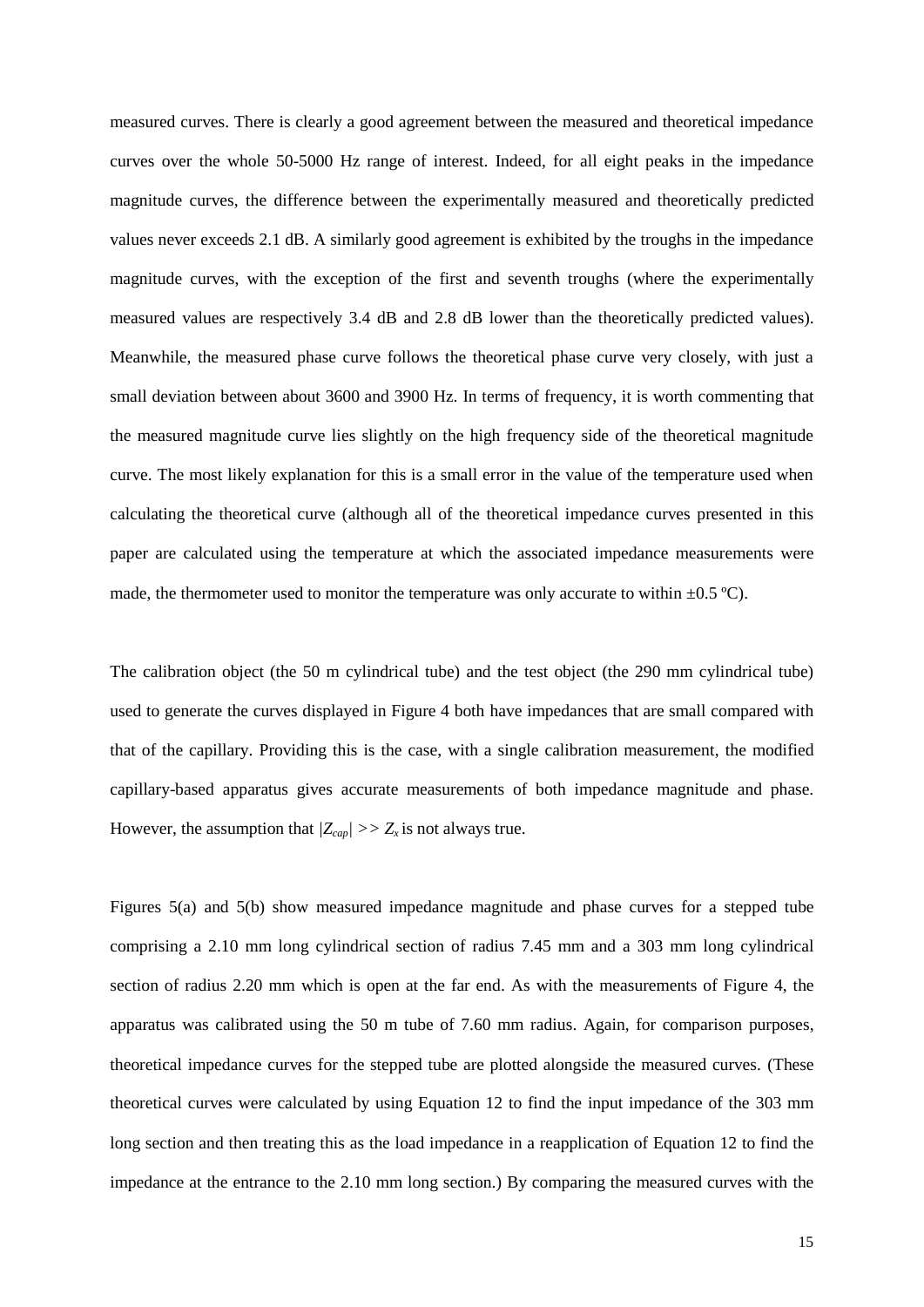measured curves. There is clearly a good agreement between the measured and theoretical impedance curves over the whole 50-5000 Hz range of interest. Indeed, for all eight peaks in the impedance magnitude curves, the difference between the experimentally measured and theoretically predicted values never exceeds 2.1 dB. A similarly good agreement is exhibited by the troughs in the impedance magnitude curves, with the exception of the first and seventh troughs (where the experimentally measured values are respectively 3.4 dB and 2.8 dB lower than the theoretically predicted values). Meanwhile, the measured phase curve follows the theoretical phase curve very closely, with just a small deviation between about 3600 and 3900 Hz. In terms of frequency, it is worth commenting that the measured magnitude curve lies slightly on the high frequency side of the theoretical magnitude curve. The most likely explanation for this is a small error in the value of the temperature used when calculating the theoretical curve (although all of the theoretical impedance curves presented in this paper are calculated using the temperature at which the associated impedance measurements were made, the thermometer used to monitor the temperature was only accurate to within ±0.5 ºC).

The calibration object (the 50 m cylindrical tube) and the test object (the 290 mm cylindrical tube) used to generate the curves displayed in Figure 4 both have impedances that are small compared with that of the capillary. Providing this is the case, with a single calibration measurement, the modified capillary-based apparatus gives accurate measurements of both impedance magnitude and phase. However, the assumption that $|Z_{cap}| >> Z_x$ is not always true.

Figures 5(a) and 5(b) show measured impedance magnitude and phase curves for a stepped tube comprising a 2.10 mm long cylindrical section of radius 7.45 mm and a 303 mm long cylindrical section of radius 2.20 mm which is open at the far end. As with the measurements of Figure 4, the apparatus was calibrated using the 50 m tube of 7.60 mm radius. Again, for comparison purposes, theoretical impedance curves for the stepped tube are plotted alongside the measured curves. (These theoretical curves were calculated by using Equation 12 to find the input impedance of the 303 mm long section and then treating this as the load impedance in a reapplication of Equation 12 to find the impedance at the entrance to the 2.10 mm long section.) By comparing the measured curves with the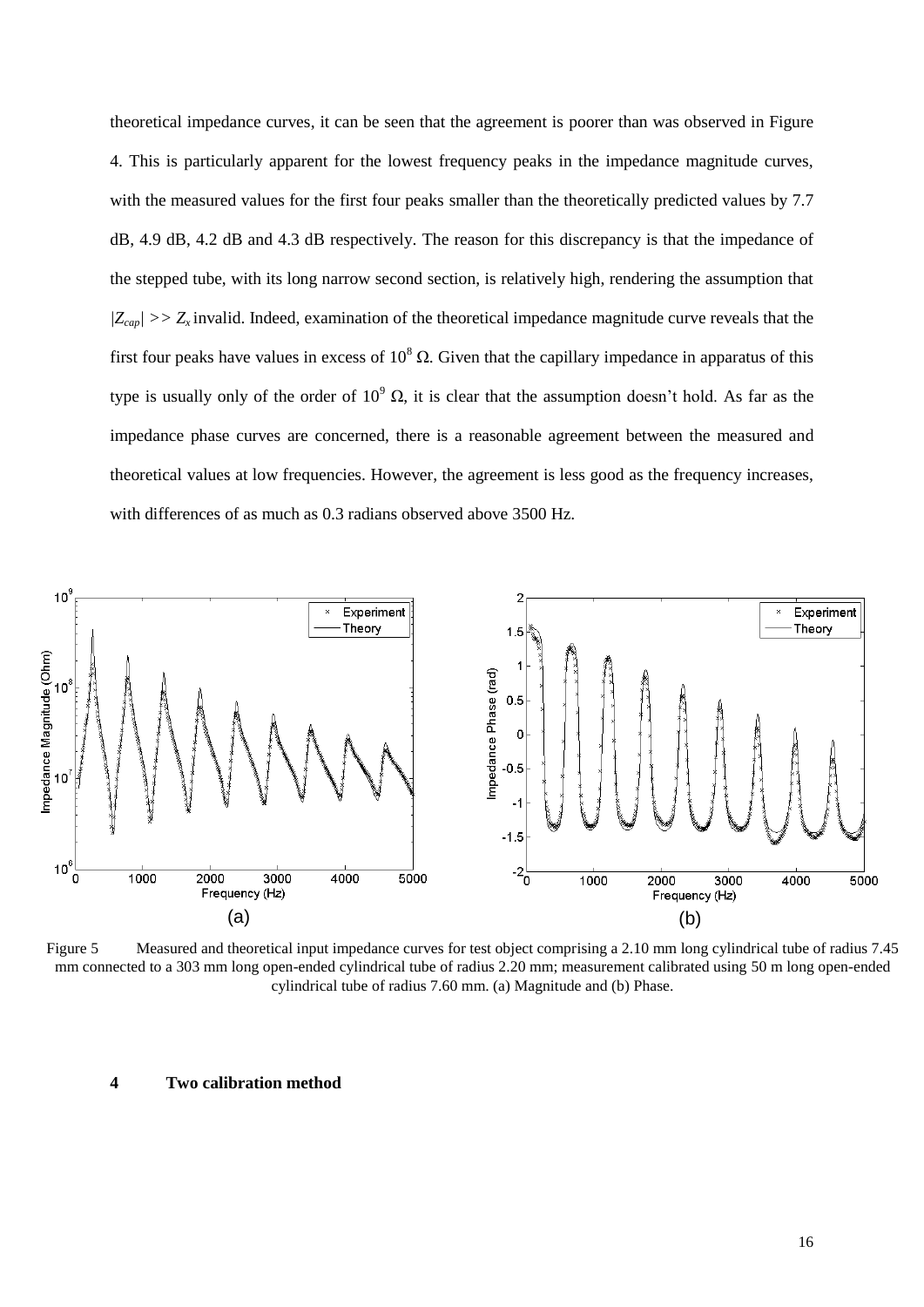theoretical impedance curves, it can be seen that the agreement is poorer than was observed in Figure 4. This is particularly apparent for the lowest frequency peaks in the impedance magnitude curves, with the measured values for the first four peaks smaller than the theoretically predicted values by 7.7 dB, 4.9 dB, 4.2 dB and 4.3 dB respectively. The reason for this discrepancy is that the impedance of the stepped tube, with its long narrow second section, is relatively high, rendering the assumption that $|Z_{cap}| >> Z_x$ invalid. Indeed, examination of the theoretical impedance magnitude curve reveals that the first four peaks have values in excess of $10^8$ Ω. Given that the capillary impedance in apparatus of this type is usually only of the order of $10^9$ Ω, it is clear that the assumption doesn't hold. As far as the impedance phase curves are concerned, there is a reasonable agreement between the measured and theoretical values at low frequencies. However, the agreement is less good as the frequency increases, with differences of as much as 0.3 radians observed above 3500 Hz.

Figure 5 Measured and theoretical input impedance curves for test object comprising a 2.10 mm long cylindrical tube of radius 7.45 mm connected to a 303 mm long open-ended cylindrical tube of radius 2.20 mm; measurement calibrated using 50 m long open-ended cylindrical tube of radius 7.60 mm. (a) Magnitude and (b) Phase.

## 4 Two calibration method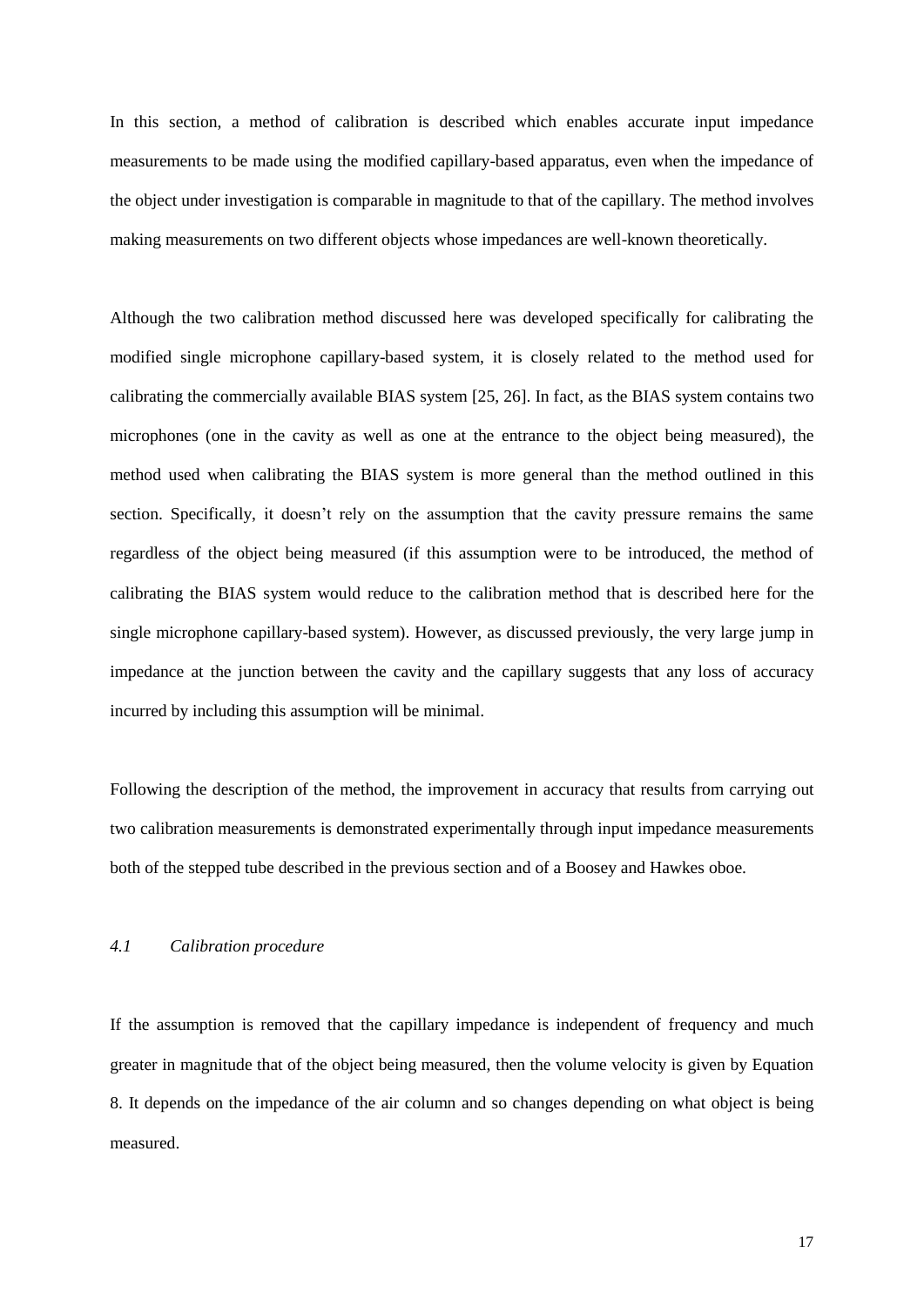In this section, a method of calibration is described which enables accurate input impedance measurements to be made using the modified capillary-based apparatus, even when the impedance of the object under investigation is comparable in magnitude to that of the capillary. The method involves making measurements on two different objects whose impedances are well-known theoretically.

Although the two calibration method discussed here was developed specifically for calibrating the modified single microphone capillary-based system, it is closely related to the method used for calibrating the commercially available BIAS system [25, 26]. In fact, as the BIAS system contains two microphones (one in the cavity as well as one at the entrance to the object being measured), the method used when calibrating the BIAS system is more general than the method outlined in this section. Specifically, it doesn't rely on the assumption that the cavity pressure remains the same regardless of the object being measured (if this assumption were to be introduced, the method of calibrating the BIAS system would reduce to the calibration method that is described here for the single microphone capillary-based system). However, as discussed previously, the very large jump in impedance at the junction between the cavity and the capillary suggests that any loss of accuracy incurred by including this assumption will be minimal.

Following the description of the method, the improvement in accuracy that results from carrying out two calibration measurements is demonstrated experimentally through input impedance measurements both of the stepped tube described in the previous section and of a Boosey and Hawkes oboe.

### *4.1 Calibration procedure*

If the assumption is removed that the capillary impedance is independent of frequency and much greater in magnitude that of the object being measured, then the volume velocity is given by Equation 8. It depends on the impedance of the air column and so changes depending on what object is being measured.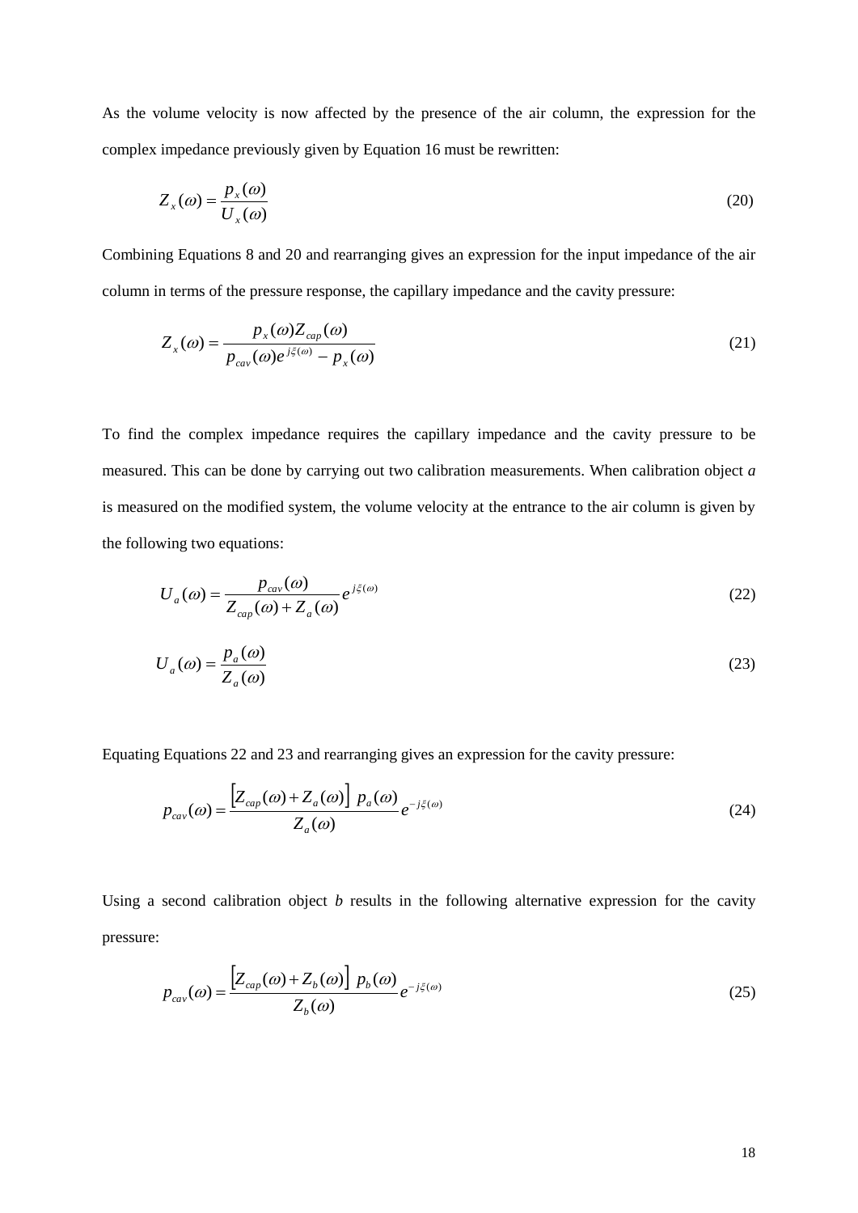As the volume velocity is now affected by the presence of the air column, the expression for the complex impedance previously given by Equation 16 must be rewritten:

$$Z_x(\omega) = \frac{p_x(\omega)}{U_x(\omega)} \tag{20}$$

Combining Equations 8 and 20 and rearranging gives an expression for the input impedance of the air column in terms of the pressure response, the capillary impedance and the cavity pressure:

$$Z_x(\omega) = \frac{p_x(\omega) Z_{cap}(\omega)}{p_{cav}(\omega) e^{j\xi(\omega)} - p_x(\omega)} \tag{21}$$

To find the complex impedance requires the capillary impedance and the cavity pressure to be measured. This can be done by carrying out two calibration measurements. When calibration object *a* is measured on the modified system, the volume velocity at the entrance to the air column is given by the following two equations:

$$U_a(\omega) = \frac{p_{cav}(\omega)}{Z_{cap}(\omega) + Z_a(\omega)} e^{j\xi(\omega)} \tag{22}$$

$$U_a(\omega) = \frac{p_a(\omega)}{Z_a(\omega)} \tag{23}$$

Equating Equations 22 and 23 and rearranging gives an expression for the cavity pressure:

$$p_{cav}(\omega) = \frac{\left[Z_{cap}(\omega) + Z_a(\omega)\right] \, p_a(\omega)}{Z_a(\omega)} e^{-j\xi(\omega)} \tag{24}$$

Using a second calibration object *b* results in the following alternative expression for the cavity pressure:

$$p_{cav}(\omega) = \frac{\left[Z_{cap}(\omega) + Z_b(\omega)\right] \, p_b(\omega)}{Z_b(\omega)} e^{-j\xi(\omega)} \tag{25}$$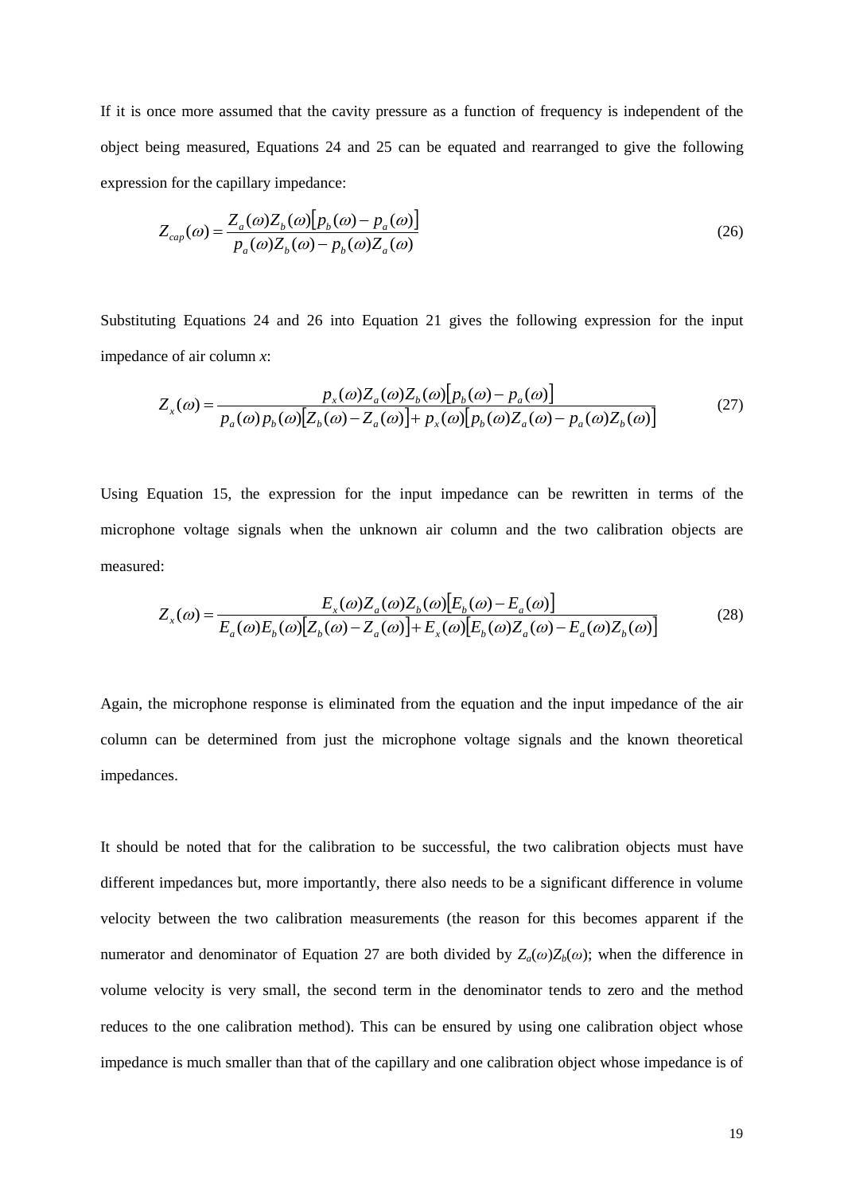If it is once more assumed that the cavity pressure as a function of frequency is independent of the object being measured, Equations 24 and 25 can be equated and rearranged to give the following expression for the capillary impedance:

$$Z_{cap}(\omega) = \frac{Z_a(\omega)Z_b(\omega)\left[p_b(\omega) - p_a(\omega)\right]}{p_a(\omega)Z_b(\omega) - p_b(\omega)Z_a(\omega)} \tag{26}$$

Substituting Equations 24 and 26 into Equation 21 gives the following expression for the input impedance of air column $x$:

$$Z_x(\omega) = \frac{p_x(\omega)Z_a(\omega)Z_b(\omega)\left[p_b(\omega) - p_a(\omega)\right]}{p_a(\omega)p_b(\omega)\left[Z_b(\omega) - Z_a(\omega)\right] + p_x(\omega)\left[p_b(\omega)Z_a(\omega) - p_a(\omega)Z_b(\omega)\right]} \tag{27}$$

Using Equation 15, the expression for the input impedance can be rewritten in terms of the microphone voltage signals when the unknown air column and the two calibration objects are measured:

$$Z_x(\omega) = \frac{E_x(\omega)Z_a(\omega)Z_b(\omega)\left[E_b(\omega) - E_a(\omega)\right]}{E_a(\omega)E_b(\omega)\left[Z_b(\omega) - Z_a(\omega)\right] + E_x(\omega)\left[E_b(\omega)Z_a(\omega) - E_a(\omega)Z_b(\omega)\right]} \tag{28}$$

Again, the microphone response is eliminated from the equation and the input impedance of the air column can be determined from just the microphone voltage signals and the known theoretical impedances.

It should be noted that for the calibration to be successful, the two calibration objects must have different impedances but, more importantly, there also needs to be a significant difference in volume velocity between the two calibration measurements (the reason for this becomes apparent if the numerator and denominator of Equation 27 are both divided by $Z_a(\omega)Z_b(\omega)$; when the difference in volume velocity is very small, the second term in the denominator tends to zero and the method reduces to the one calibration method). This can be ensured by using one calibration object whose impedance is much smaller than that of the capillary and one calibration object whose impedance is of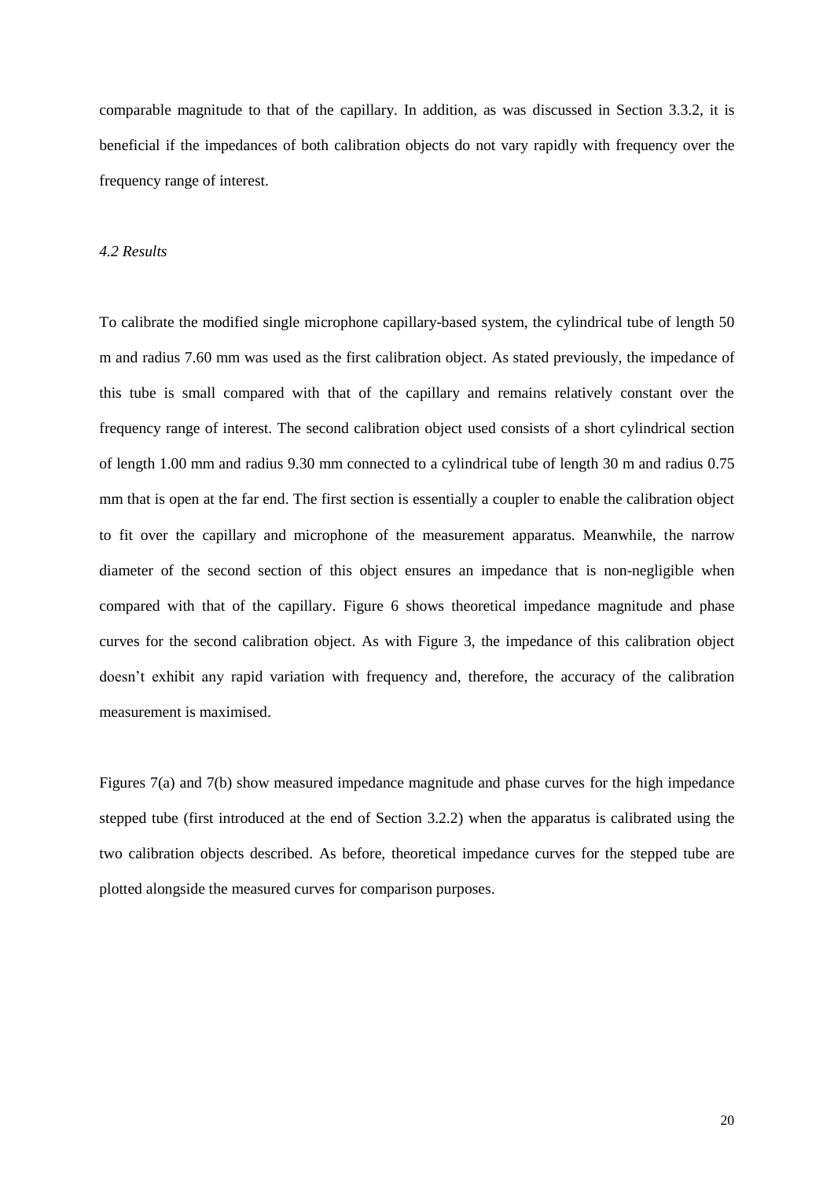comparable magnitude to that of the capillary. In addition, as was discussed in Section 3.3.2, it is beneficial if the impedances of both calibration objects do not vary rapidly with frequency over the frequency range of interest.

### *4.2 Results*

To calibrate the modified single microphone capillary-based system, the cylindrical tube of length 50 m and radius 7.60 mm was used as the first calibration object. As stated previously, the impedance of this tube is small compared with that of the capillary and remains relatively constant over the frequency range of interest. The second calibration object used consists of a short cylindrical section of length 1.00 mm and radius 9.30 mm connected to a cylindrical tube of length 30 m and radius 0.75 mm that is open at the far end. The first section is essentially a coupler to enable the calibration object to fit over the capillary and microphone of the measurement apparatus. Meanwhile, the narrow diameter of the second section of this object ensures an impedance that is non-negligible when compared with that of the capillary. Figure 6 shows theoretical impedance magnitude and phase curves for the second calibration object. As with Figure 3, the impedance of this calibration object doesn't exhibit any rapid variation with frequency and, therefore, the accuracy of the calibration measurement is maximised.

Figures 7(a) and 7(b) show measured impedance magnitude and phase curves for the high impedance stepped tube (first introduced at the end of Section 3.2.2) when the apparatus is calibrated using the two calibration objects described. As before, theoretical impedance curves for the stepped tube are plotted alongside the measured curves for comparison purposes.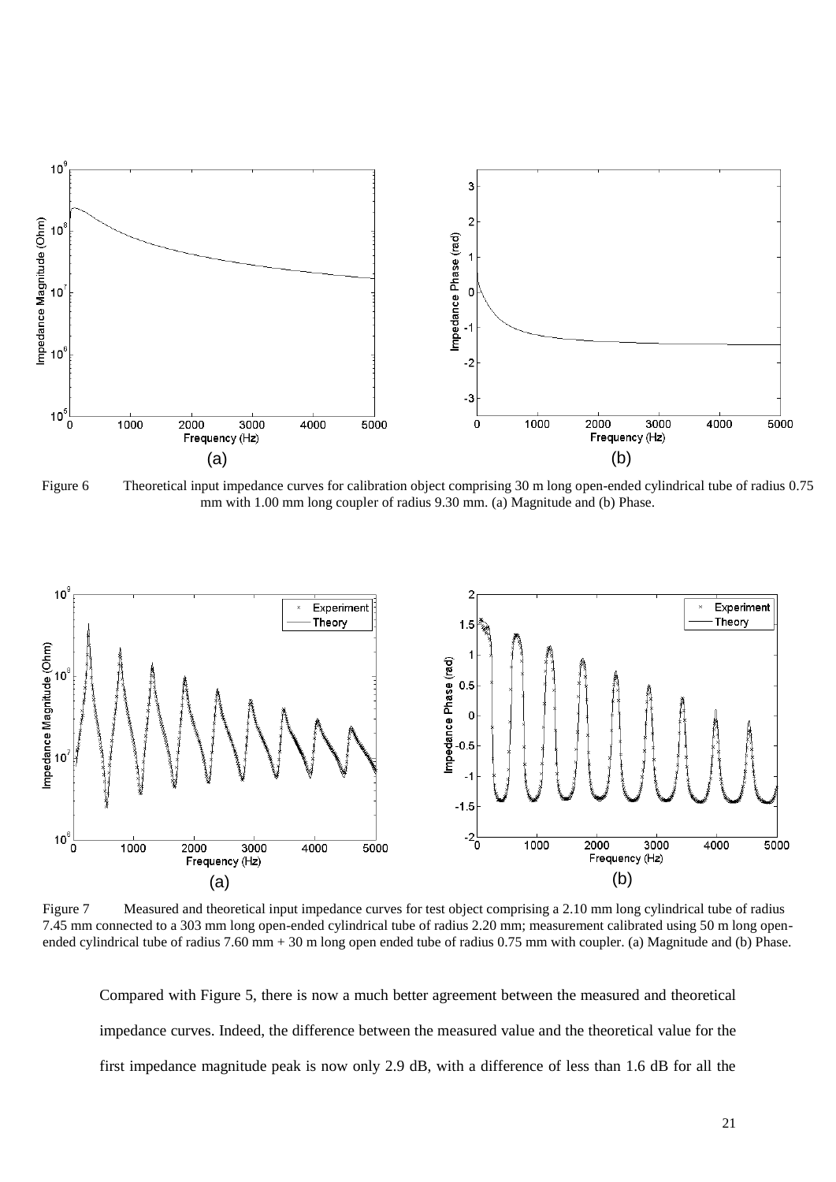Figure 6 Theoretical input impedance curves for calibration object comprising 30 m long open-ended cylindrical tube of radius 0.75 mm with 1.00 mm long coupler of radius 9.30 mm. (a) Magnitude and (b) Phase.

Figure 7 Measured and theoretical input impedance curves for test object comprising a 2.10 mm long cylindrical tube of radius 7.45 mm connected to a 303 mm long open-ended cylindrical tube of radius 2.20 mm; measurement calibrated using 50 m long open-ended cylindrical tube of radius 7.60 mm + 30 m long open ended tube of radius 0.75 mm with coupler. (a) Magnitude and (b) Phase.

Compared with Figure 5, there is now a much better agreement between the measured and theoretical impedance curves. Indeed, the difference between the measured value and the theoretical value for the first impedance magnitude peak is now only 2.9 dB, with a difference of less than 1.6 dB for all the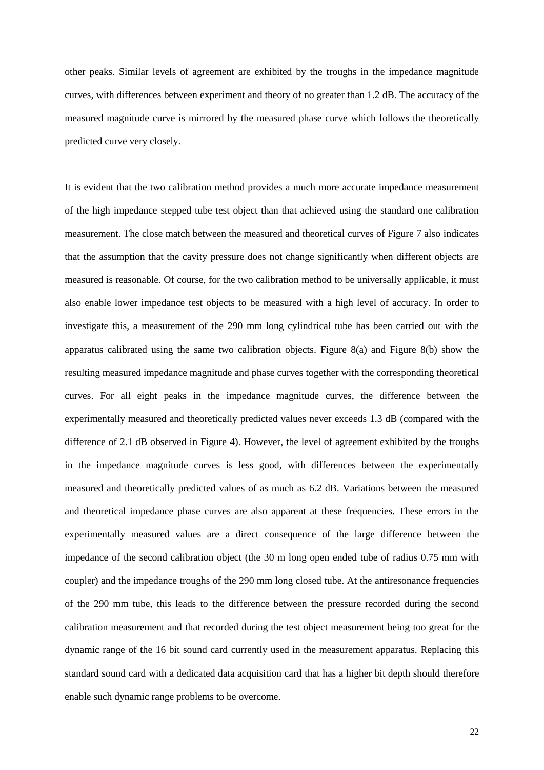other peaks. Similar levels of agreement are exhibited by the troughs in the impedance magnitude curves, with differences between experiment and theory of no greater than 1.2 dB. The accuracy of the measured magnitude curve is mirrored by the measured phase curve which follows the theoretically predicted curve very closely.

It is evident that the two calibration method provides a much more accurate impedance measurement of the high impedance stepped tube test object than that achieved using the standard one calibration measurement. The close match between the measured and theoretical curves of Figure 7 also indicates that the assumption that the cavity pressure does not change significantly when different objects are measured is reasonable. Of course, for the two calibration method to be universally applicable, it must also enable lower impedance test objects to be measured with a high level of accuracy. In order to investigate this, a measurement of the 290 mm long cylindrical tube has been carried out with the apparatus calibrated using the same two calibration objects. Figure 8(a) and Figure 8(b) show the resulting measured impedance magnitude and phase curves together with the corresponding theoretical curves. For all eight peaks in the impedance magnitude curves, the difference between the experimentally measured and theoretically predicted values never exceeds 1.3 dB (compared with the difference of 2.1 dB observed in Figure 4). However, the level of agreement exhibited by the troughs in the impedance magnitude curves is less good, with differences between the experimentally measured and theoretically predicted values of as much as 6.2 dB. Variations between the measured and theoretical impedance phase curves are also apparent at these frequencies. These errors in the experimentally measured values are a direct consequence of the large difference between the impedance of the second calibration object (the 30 m long open ended tube of radius 0.75 mm with coupler) and the impedance troughs of the 290 mm long closed tube. At the antiresonance frequencies of the 290 mm tube, this leads to the difference between the pressure recorded during the second calibration measurement and that recorded during the test object measurement being too great for the dynamic range of the 16 bit sound card currently used in the measurement apparatus. Replacing this standard sound card with a dedicated data acquisition card that has a higher bit depth should therefore enable such dynamic range problems to be overcome.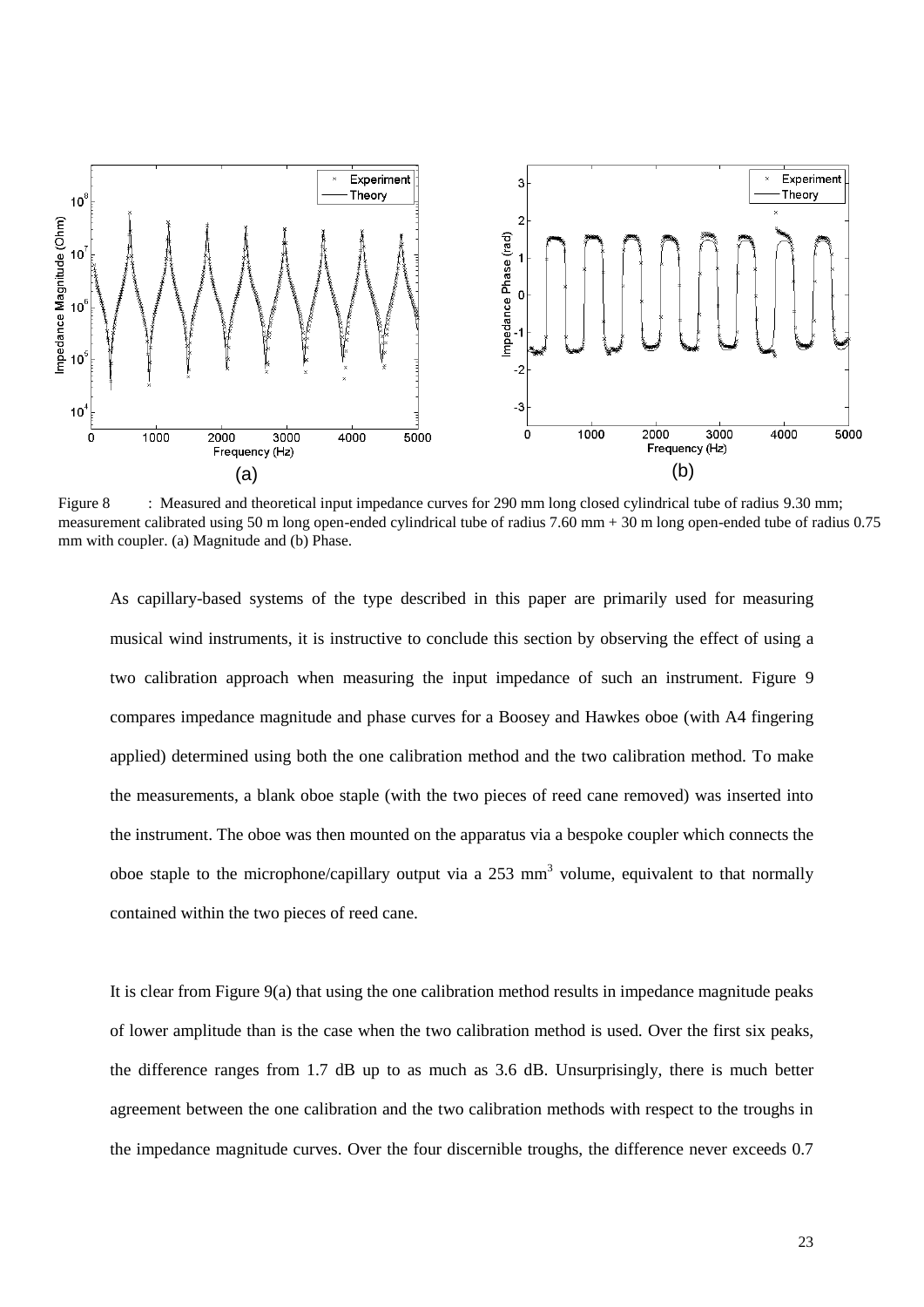Figure 8 : Measured and theoretical input impedance curves for 290 mm long closed cylindrical tube of radius 9.30 mm; measurement calibrated using 50 m long open-ended cylindrical tube of radius 7.60 mm + 30 m long open-ended tube of radius 0.75 mm with coupler. (a) Magnitude and (b) Phase.

As capillary-based systems of the type described in this paper are primarily used for measuring musical wind instruments, it is instructive to conclude this section by observing the effect of using a two calibration approach when measuring the input impedance of such an instrument. Figure 9 compares impedance magnitude and phase curves for a Boosey and Hawkes oboe (with A4 fingering applied) determined using both the one calibration method and the two calibration method. To make the measurements, a blank oboe staple (with the two pieces of reed cane removed) was inserted into the instrument. The oboe was then mounted on the apparatus via a bespoke coupler which connects the oboe staple to the microphone/capillary output via a 253 mm$^3$ volume, equivalent to that normally contained within the two pieces of reed cane.

It is clear from Figure 9(a) that using the one calibration method results in impedance magnitude peaks of lower amplitude than is the case when the two calibration method is used. Over the first six peaks, the difference ranges from 1.7 dB up to as much as 3.6 dB. Unsurprisingly, there is much better agreement between the one calibration and the two calibration methods with respect to the troughs in the impedance magnitude curves. Over the four discernible troughs, the difference never exceeds 0.7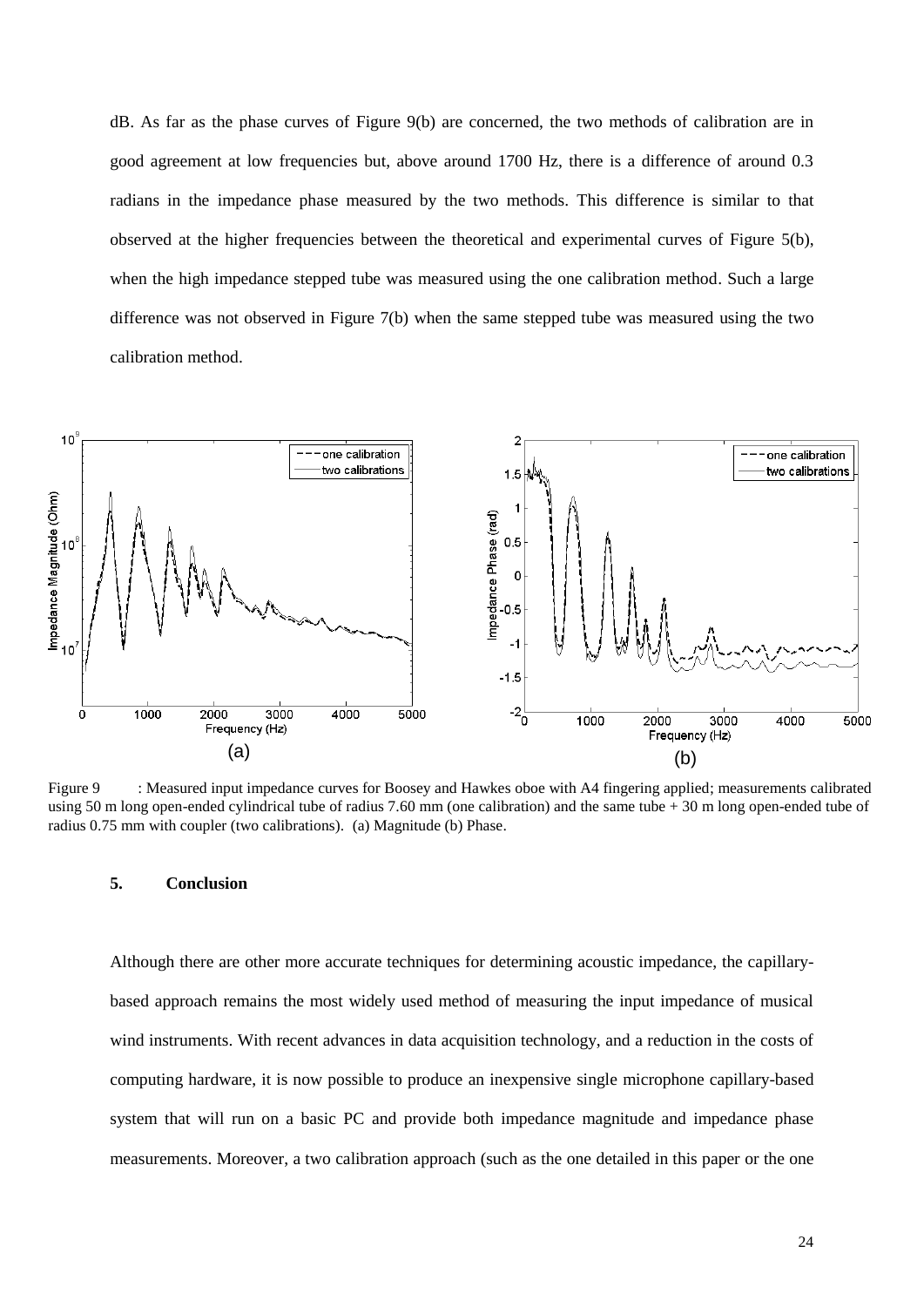dB. As far as the phase curves of Figure 9(b) are concerned, the two methods of calibration are in good agreement at low frequencies but, above around 1700 Hz, there is a difference of around 0.3 radians in the impedance phase measured by the two methods. This difference is similar to that observed at the higher frequencies between the theoretical and experimental curves of Figure 5(b), when the high impedance stepped tube was measured using the one calibration method. Such a large difference was not observed in Figure 7(b) when the same stepped tube was measured using the two calibration method.

Figure 9 : Measured input impedance curves for Boosey and Hawkes oboe with A4 fingering applied; measurements calibrated using 50 m long open-ended cylindrical tube of radius 7.60 mm (one calibration) and the same tube + 30 m long open-ended tube of radius 0.75 mm with coupler (two calibrations). (a) Magnitude (b) Phase.

## 5. Conclusion

Although there are other more accurate techniques for determining acoustic impedance, the capillary-based approach remains the most widely used method of measuring the input impedance of musical wind instruments. With recent advances in data acquisition technology, and a reduction in the costs of computing hardware, it is now possible to produce an inexpensive single microphone capillary-based system that will run on a basic PC and provide both impedance magnitude and impedance phase measurements. Moreover, a two calibration approach (such as the one detailed in this paper or the one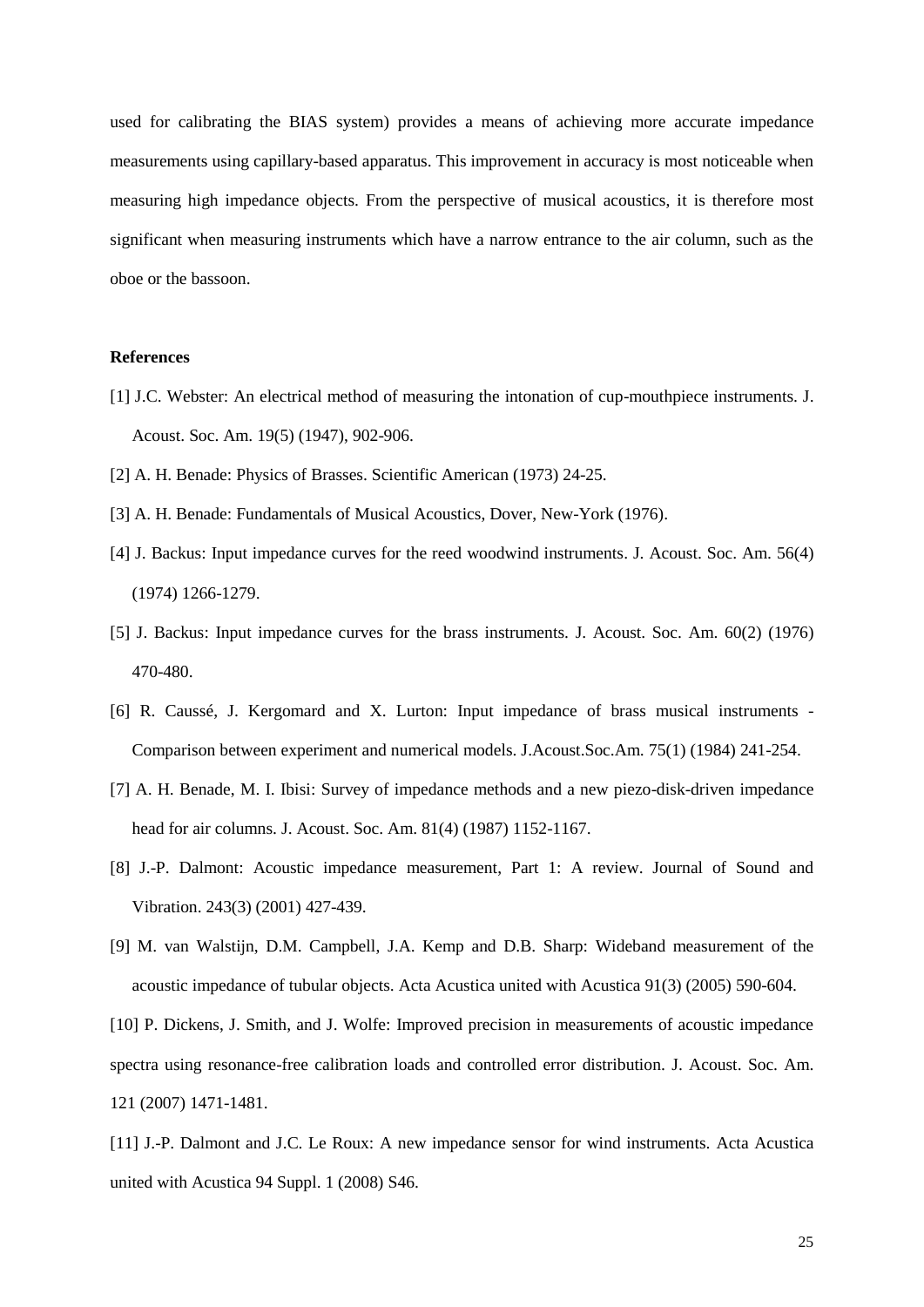used for calibrating the BIAS system) provides a means of achieving more accurate impedance measurements using capillary-based apparatus. This improvement in accuracy is most noticeable when measuring high impedance objects. From the perspective of musical acoustics, it is therefore most significant when measuring instruments which have a narrow entrance to the air column, such as the oboe or the bassoon.

**References**

[1] J.C. Webster: An electrical method of measuring the intonation of cup-mouthpiece instruments. J. Acoust. Soc. Am. 19(5) (1947), 902-906.

[2] A. H. Benade: Physics of Brasses. Scientific American (1973) 24-25.

[3] A. H. Benade: Fundamentals of Musical Acoustics, Dover, New-York (1976).

[4] J. Backus: Input impedance curves for the reed woodwind instruments. J. Acoust. Soc. Am. 56(4) (1974) 1266-1279.

[5] J. Backus: Input impedance curves for the brass instruments. J. Acoust. Soc. Am. 60(2) (1976) 470-480.

[6] R. Caussé, J. Kergomard and X. Lurton: Input impedance of brass musical instruments - Comparison between experiment and numerical models. J.Acoust.Soc.Am. 75(1) (1984) 241-254.

[7] A. H. Benade, M. I. Ibisi: Survey of impedance methods and a new piezo-disk-driven impedance head for air columns. J. Acoust. Soc. Am. 81(4) (1987) 1152-1167.

[8] J.-P. Dalmont: Acoustic impedance measurement, Part 1: A review. Journal of Sound and Vibration. 243(3) (2001) 427-439.

[9] M. van Walstijn, D.M. Campbell, J.A. Kemp and D.B. Sharp: Wideband measurement of the acoustic impedance of tubular objects. Acta Acustica united with Acustica 91(3) (2005) 590-604.

[10] P. Dickens, J. Smith, and J. Wolfe: Improved precision in measurements of acoustic impedance spectra using resonance-free calibration loads and controlled error distribution. J. Acoust. Soc. Am. 121 (2007) 1471-1481.

[11] J.-P. Dalmont and J.C. Le Roux: A new impedance sensor for wind instruments. Acta Acustica united with Acustica 94 Suppl. 1 (2008) S46.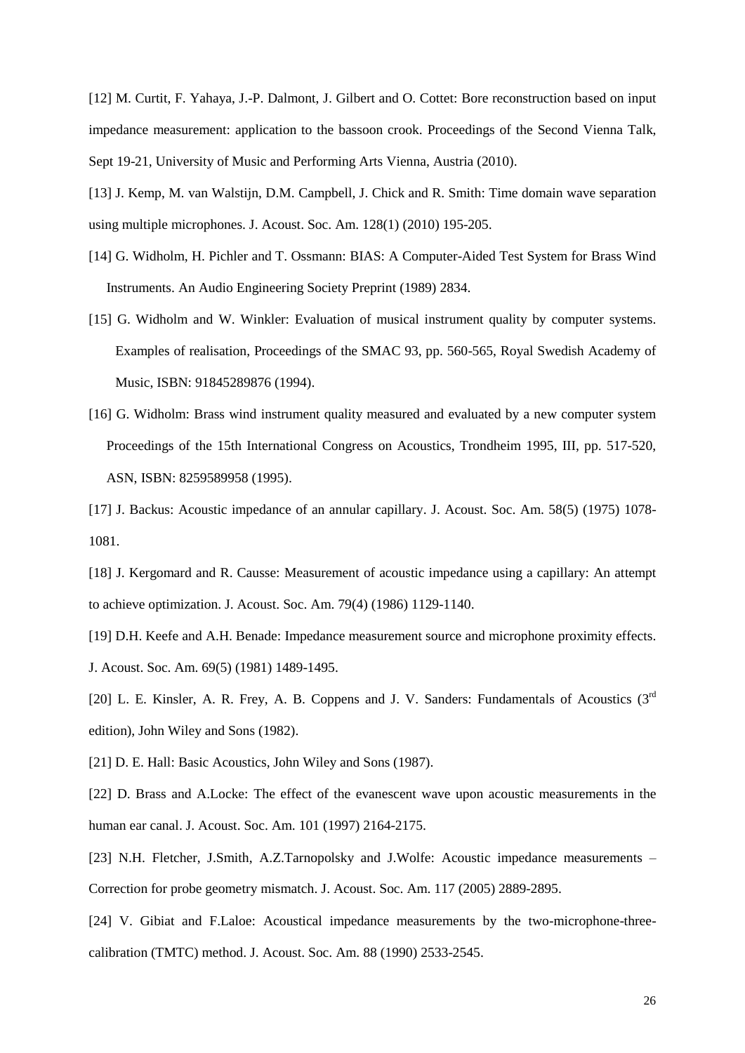[12] M. Curtit, F. Yahaya, J.-P. Dalmont, J. Gilbert and O. Cottet: Bore reconstruction based on input impedance measurement: application to the bassoon crook. Proceedings of the Second Vienna Talk, Sept 19-21, University of Music and Performing Arts Vienna, Austria (2010).

[13] J. Kemp, M. van Walstijn, D.M. Campbell, J. Chick and R. Smith: Time domain wave separation using multiple microphones. J. Acoust. Soc. Am. 128(1) (2010) 195-205.

[14] G. Widholm, H. Pichler and T. Ossmann: BIAS: A Computer-Aided Test System for Brass Wind Instruments. An Audio Engineering Society Preprint (1989) 2834.

[15] G. Widholm and W. Winkler: Evaluation of musical instrument quality by computer systems. Examples of realisation, Proceedings of the SMAC 93, pp. 560-565, Royal Swedish Academy of Music, ISBN: 91845289876 (1994).

[16] G. Widholm: Brass wind instrument quality measured and evaluated by a new computer system Proceedings of the 15th International Congress on Acoustics, Trondheim 1995, III, pp. 517-520, ASN, ISBN: 8259589958 (1995).

[17] J. Backus: Acoustic impedance of an annular capillary. J. Acoust. Soc. Am. 58(5) (1975) 1078-1081.

[18] J. Kergomard and R. Causse: Measurement of acoustic impedance using a capillary: An attempt to achieve optimization. J. Acoust. Soc. Am. 79(4) (1986) 1129-1140.

[19] D.H. Keefe and A.H. Benade: Impedance measurement source and microphone proximity effects. J. Acoust. Soc. Am. 69(5) (1981) 1489-1495.

[20] L. E. Kinsler, A. R. Frey, A. B. Coppens and J. V. Sanders: Fundamentals of Acoustics (3rd edition), John Wiley and Sons (1982).

[21] D. E. Hall: Basic Acoustics, John Wiley and Sons (1987).

[22] D. Brass and A.Locke: The effect of the evanescent wave upon acoustic measurements in the human ear canal. J. Acoust. Soc. Am. 101 (1997) 2164-2175.

[23] N.H. Fletcher, J.Smith, A.Z.Tarnopolsky and J.Wolfe: Acoustic impedance measurements – Correction for probe geometry mismatch. J. Acoust. Soc. Am. 117 (2005) 2889-2895.

[24] V. Gibiat and F.Laloe: Acoustical impedance measurements by the two-microphone-three-calibration (TMTC) method. J. Acoust. Soc. Am. 88 (1990) 2533-2545.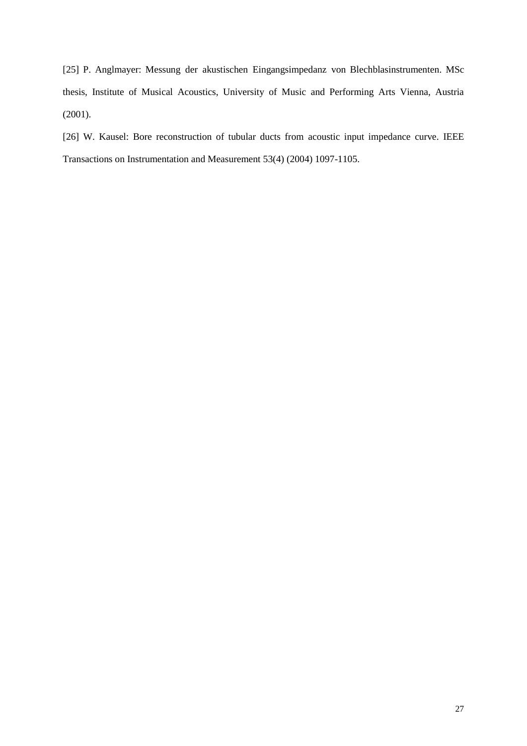[25] P. Anglmayer: Messung der akustischen Eingangsimpedanz von Blechblasinstrumenten. MSc thesis, Institute of Musical Acoustics, University of Music and Performing Arts Vienna, Austria (2001).

[26] W. Kausel: Bore reconstruction of tubular ducts from acoustic input impedance curve. IEEE Transactions on Instrumentation and Measurement 53(4) (2004) 1097-1105.